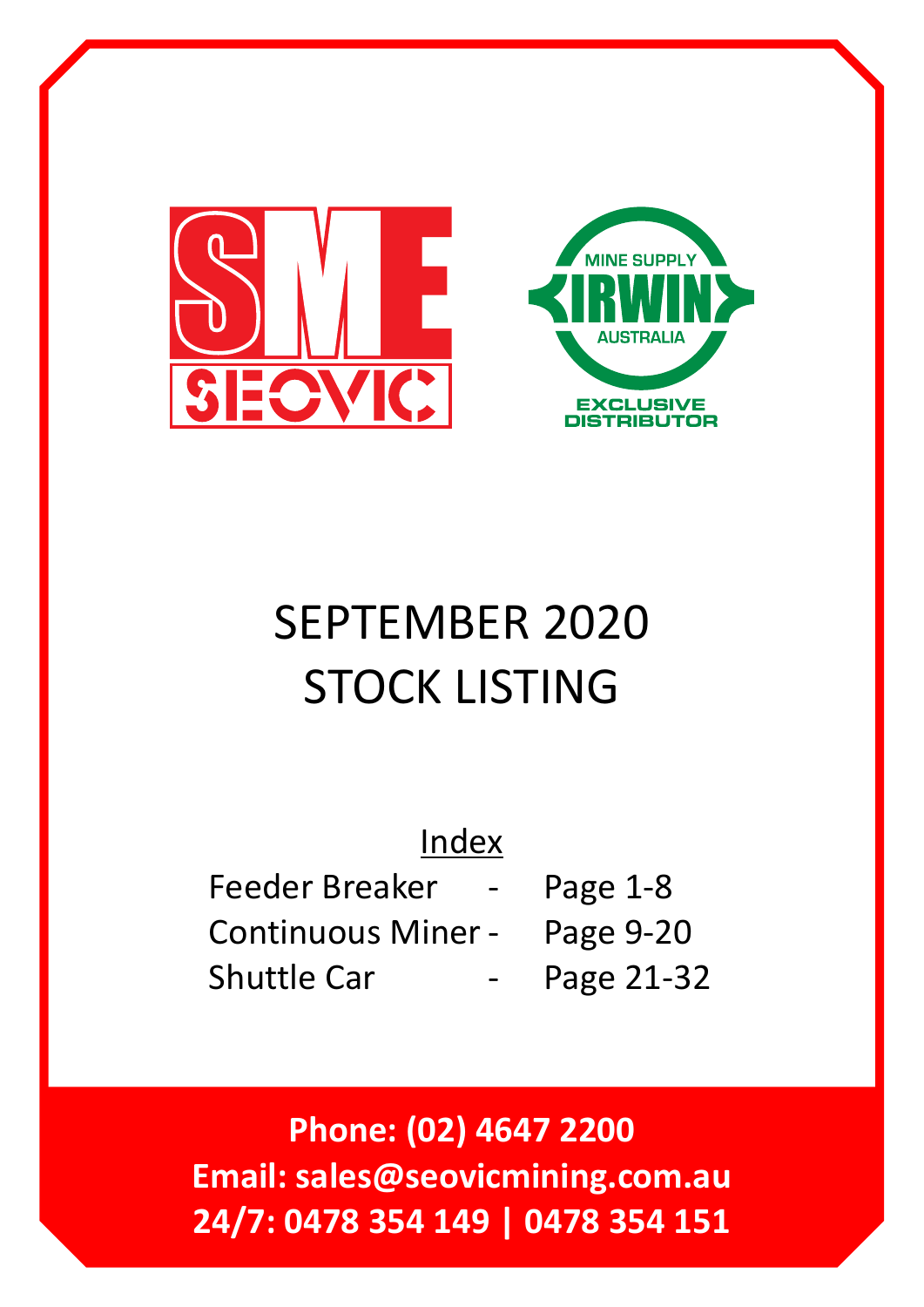SME SEOVIC

MINE SUPPLY IRWIN AUSTRALIA

EXCLUSIVE DISTRIBUTOR

# SEPTEMBER 2020
# STOCK LISTING

Index

| | | |
|---|---|---|
| Feeder Breaker | - | Page 1-8 |
| Continuous Miner | - | Page 9-20 |
| Shuttle Car | - | Page 21-32 |

**Phone: (02) 4647 2200**
**Email: sales@seovicmining.com.au**
**24/7: 0478 354 149 | 0478 354 151**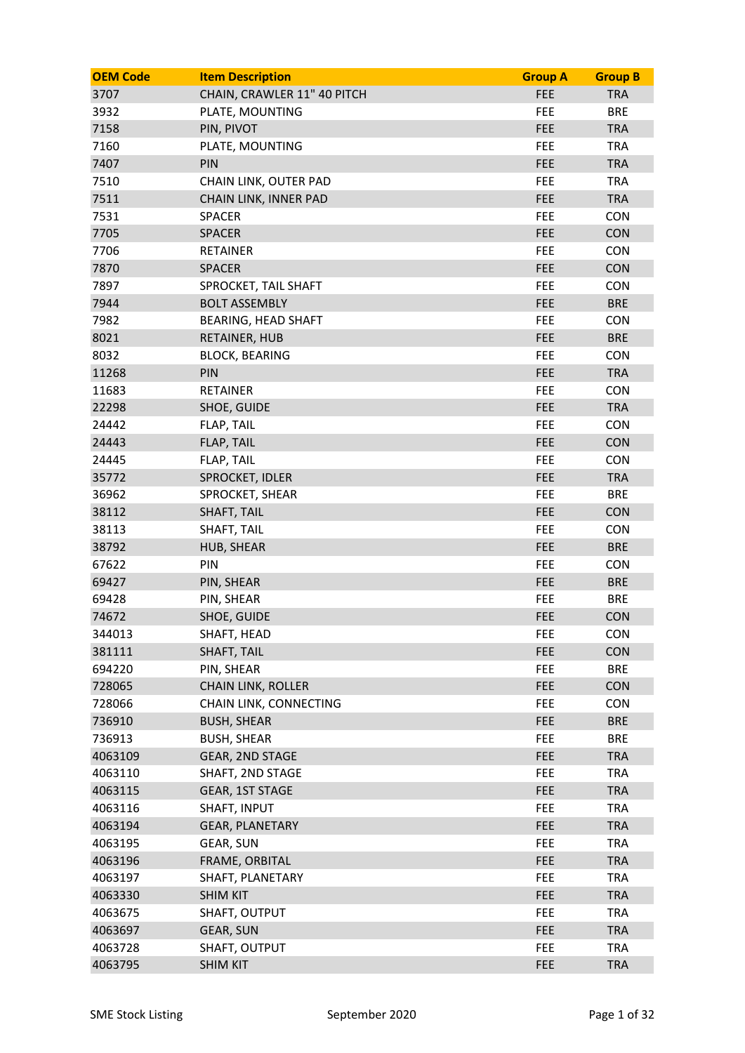| OEM Code | Item Description | Group A | Group B |
| --- | --- | --- | --- |
| 3707 | CHAIN, CRAWLER 11" 40 PITCH | FEE | TRA |
| 3932 | PLATE, MOUNTING | FEE | BRE |
| 7158 | PIN, PIVOT | FEE | TRA |
| 7160 | PLATE, MOUNTING | FEE | TRA |
| 7407 | PIN | FEE | TRA |
| 7510 | CHAIN LINK, OUTER PAD | FEE | TRA |
| 7511 | CHAIN LINK, INNER PAD | FEE | TRA |
| 7531 | SPACER | FEE | CON |
| 7705 | SPACER | FEE | CON |
| 7706 | RETAINER | FEE | CON |
| 7870 | SPACER | FEE | CON |
| 7897 | SPROCKET, TAIL SHAFT | FEE | CON |
| 7944 | BOLT ASSEMBLY | FEE | BRE |
| 7982 | BEARING, HEAD SHAFT | FEE | CON |
| 8021 | RETAINER, HUB | FEE | BRE |
| 8032 | BLOCK, BEARING | FEE | CON |
| 11268 | PIN | FEE | TRA |
| 11683 | RETAINER | FEE | CON |
| 22298 | SHOE, GUIDE | FEE | TRA |
| 24442 | FLAP, TAIL | FEE | CON |
| 24443 | FLAP, TAIL | FEE | CON |
| 24445 | FLAP, TAIL | FEE | CON |
| 35772 | SPROCKET, IDLER | FEE | TRA |
| 36962 | SPROCKET, SHEAR | FEE | BRE |
| 38112 | SHAFT, TAIL | FEE | CON |
| 38113 | SHAFT, TAIL | FEE | CON |
| 38792 | HUB, SHEAR | FEE | BRE |
| 67622 | PIN | FEE | CON |
| 69427 | PIN, SHEAR | FEE | BRE |
| 69428 | PIN, SHEAR | FEE | BRE |
| 74672 | SHOE, GUIDE | FEE | CON |
| 344013 | SHAFT, HEAD | FEE | CON |
| 381111 | SHAFT, TAIL | FEE | CON |
| 694220 | PIN, SHEAR | FEE | BRE |
| 728065 | CHAIN LINK, ROLLER | FEE | CON |
| 728066 | CHAIN LINK, CONNECTING | FEE | CON |
| 736910 | BUSH, SHEAR | FEE | BRE |
| 736913 | BUSH, SHEAR | FEE | BRE |
| 4063109 | GEAR, 2ND STAGE | FEE | TRA |
| 4063110 | SHAFT, 2ND STAGE | FEE | TRA |
| 4063115 | GEAR, 1ST STAGE | FEE | TRA |
| 4063116 | SHAFT, INPUT | FEE | TRA |
| 4063194 | GEAR, PLANETARY | FEE | TRA |
| 4063195 | GEAR, SUN | FEE | TRA |
| 4063196 | FRAME, ORBITAL | FEE | TRA |
| 4063197 | SHAFT, PLANETARY | FEE | TRA |
| 4063330 | SHIM KIT | FEE | TRA |
| 4063675 | SHAFT, OUTPUT | FEE | TRA |
| 4063697 | GEAR, SUN | FEE | TRA |
| 4063728 | SHAFT, OUTPUT | FEE | TRA |
| 4063795 | SHIM KIT | FEE | TRA |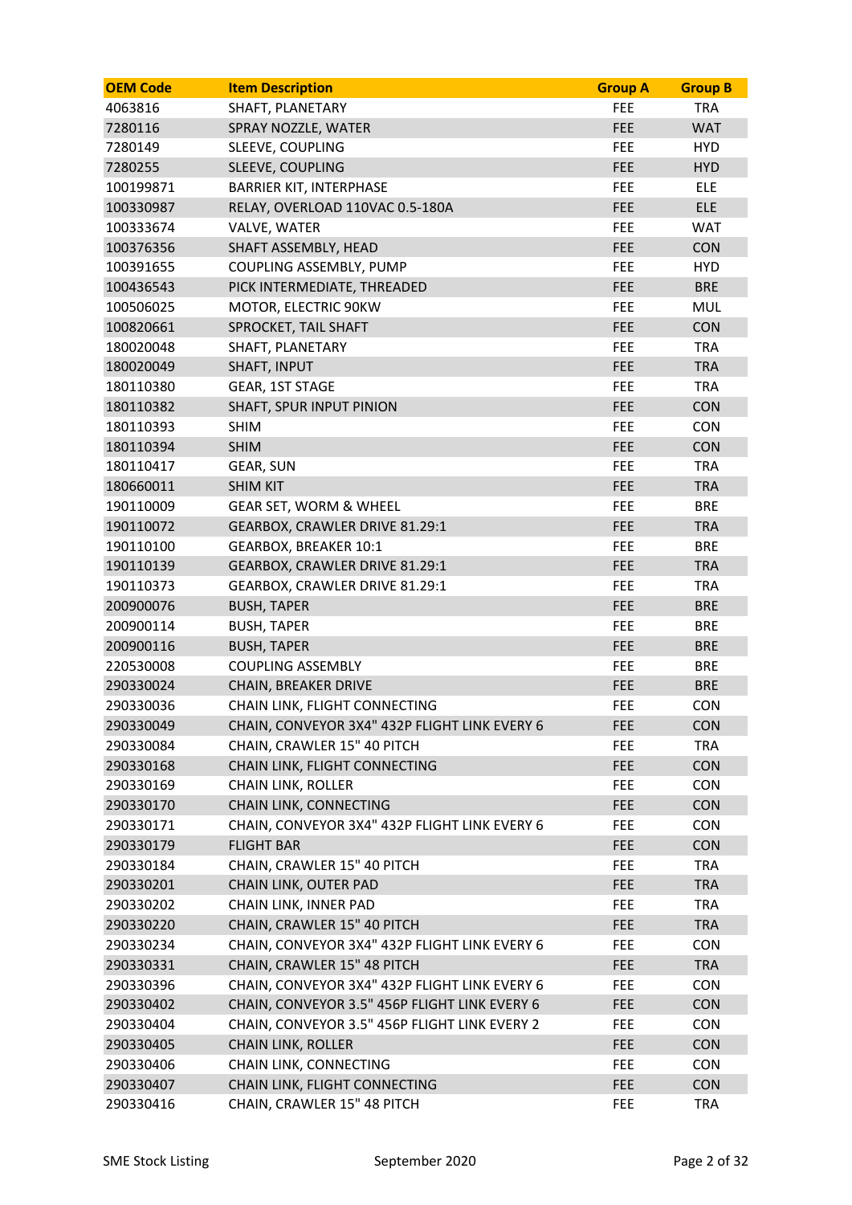| OEM Code | Item Description | Group A | Group B |
|---|---|---|---|
| 4063816 | SHAFT, PLANETARY | FEE | TRA |
| 7280116 | SPRAY NOZZLE, WATER | FEE | WAT |
| 7280149 | SLEEVE, COUPLING | FEE | HYD |
| 7280255 | SLEEVE, COUPLING | FEE | HYD |
| 100199871 | BARRIER KIT, INTERPHASE | FEE | ELE |
| 100330987 | RELAY, OVERLOAD 110VAC 0.5-180A | FEE | ELE |
| 100333674 | VALVE, WATER | FEE | WAT |
| 100376356 | SHAFT ASSEMBLY, HEAD | FEE | CON |
| 100391655 | COUPLING ASSEMBLY, PUMP | FEE | HYD |
| 100436543 | PICK INTERMEDIATE, THREADED | FEE | BRE |
| 100506025 | MOTOR, ELECTRIC 90KW | FEE | MUL |
| 100820661 | SPROCKET, TAIL SHAFT | FEE | CON |
| 180020048 | SHAFT, PLANETARY | FEE | TRA |
| 180020049 | SHAFT, INPUT | FEE | TRA |
| 180110380 | GEAR, 1ST STAGE | FEE | TRA |
| 180110382 | SHAFT, SPUR INPUT PINION | FEE | CON |
| 180110393 | SHIM | FEE | CON |
| 180110394 | SHIM | FEE | CON |
| 180110417 | GEAR, SUN | FEE | TRA |
| 180660011 | SHIM KIT | FEE | TRA |
| 190110009 | GEAR SET, WORM & WHEEL | FEE | BRE |
| 190110072 | GEARBOX, CRAWLER DRIVE 81.29:1 | FEE | TRA |
| 190110100 | GEARBOX, BREAKER 10:1 | FEE | BRE |
| 190110139 | GEARBOX, CRAWLER DRIVE 81.29:1 | FEE | TRA |
| 190110373 | GEARBOX, CRAWLER DRIVE 81.29:1 | FEE | TRA |
| 200900076 | BUSH, TAPER | FEE | BRE |
| 200900114 | BUSH, TAPER | FEE | BRE |
| 200900116 | BUSH, TAPER | FEE | BRE |
| 220530008 | COUPLING ASSEMBLY | FEE | BRE |
| 290330024 | CHAIN, BREAKER DRIVE | FEE | BRE |
| 290330036 | CHAIN LINK, FLIGHT CONNECTING | FEE | CON |
| 290330049 | CHAIN, CONVEYOR 3X4" 432P FLIGHT LINK EVERY 6 | FEE | CON |
| 290330084 | CHAIN, CRAWLER 15" 40 PITCH | FEE | TRA |
| 290330168 | CHAIN LINK, FLIGHT CONNECTING | FEE | CON |
| 290330169 | CHAIN LINK, ROLLER | FEE | CON |
| 290330170 | CHAIN LINK, CONNECTING | FEE | CON |
| 290330171 | CHAIN, CONVEYOR 3X4" 432P FLIGHT LINK EVERY 6 | FEE | CON |
| 290330179 | FLIGHT BAR | FEE | CON |
| 290330184 | CHAIN, CRAWLER 15" 40 PITCH | FEE | TRA |
| 290330201 | CHAIN LINK, OUTER PAD | FEE | TRA |
| 290330202 | CHAIN LINK, INNER PAD | FEE | TRA |
| 290330220 | CHAIN, CRAWLER 15" 40 PITCH | FEE | TRA |
| 290330234 | CHAIN, CONVEYOR 3X4" 432P FLIGHT LINK EVERY 6 | FEE | CON |
| 290330331 | CHAIN, CRAWLER 15" 48 PITCH | FEE | TRA |
| 290330396 | CHAIN, CONVEYOR 3X4" 432P FLIGHT LINK EVERY 6 | FEE | CON |
| 290330402 | CHAIN, CONVEYOR 3.5" 456P FLIGHT LINK EVERY 6 | FEE | CON |
| 290330404 | CHAIN, CONVEYOR 3.5" 456P FLIGHT LINK EVERY 2 | FEE | CON |
| 290330405 | CHAIN LINK, ROLLER | FEE | CON |
| 290330406 | CHAIN LINK, CONNECTING | FEE | CON |
| 290330407 | CHAIN LINK, FLIGHT CONNECTING | FEE | CON |
| 290330416 | CHAIN, CRAWLER 15" 48 PITCH | FEE | TRA |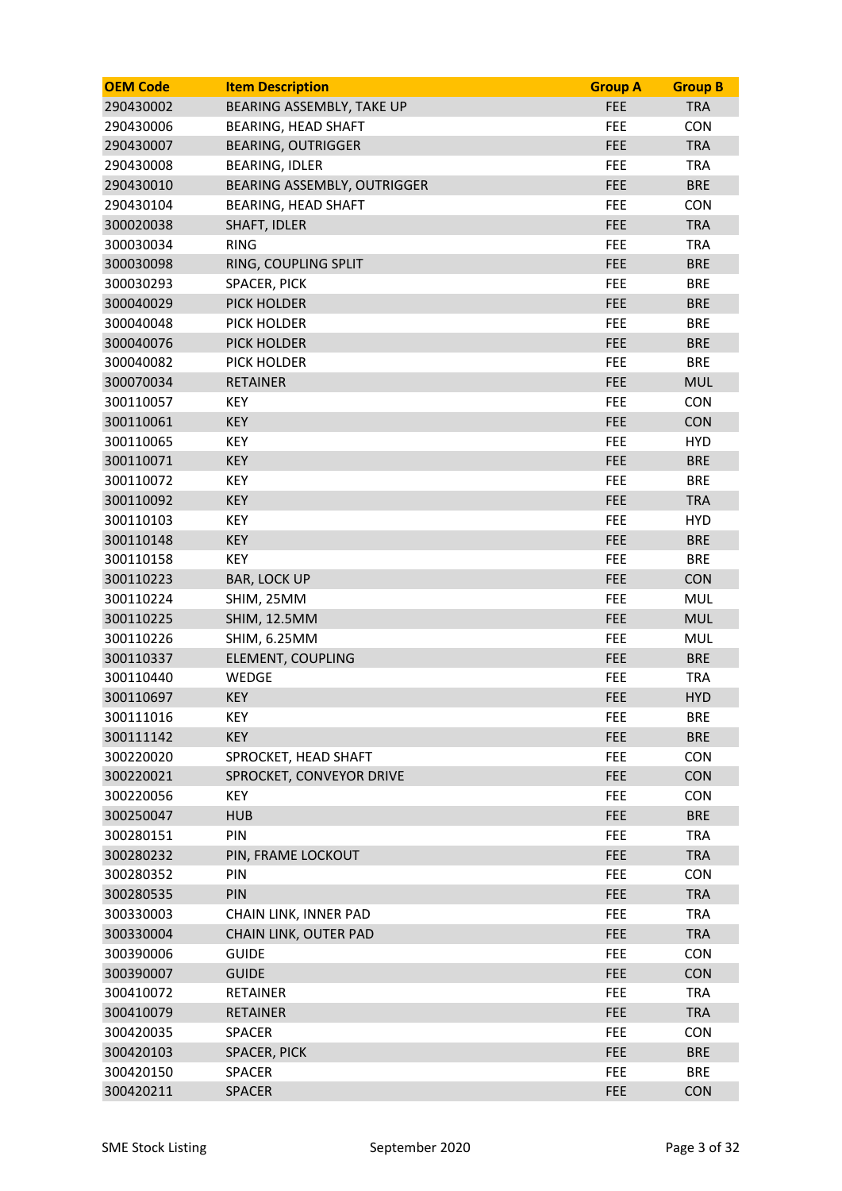| OEM Code | Item Description | Group A | Group B |
| --- | --- | --- | --- |
| 290430002 | BEARING ASSEMBLY, TAKE UP | FEE | TRA |
| 290430006 | BEARING, HEAD SHAFT | FEE | CON |
| 290430007 | BEARING, OUTRIGGER | FEE | TRA |
| 290430008 | BEARING, IDLER | FEE | TRA |
| 290430010 | BEARING ASSEMBLY, OUTRIGGER | FEE | BRE |
| 290430104 | BEARING, HEAD SHAFT | FEE | CON |
| 300020038 | SHAFT, IDLER | FEE | TRA |
| 300030034 | RING | FEE | TRA |
| 300030098 | RING, COUPLING SPLIT | FEE | BRE |
| 300030293 | SPACER, PICK | FEE | BRE |
| 300040029 | PICK HOLDER | FEE | BRE |
| 300040048 | PICK HOLDER | FEE | BRE |
| 300040076 | PICK HOLDER | FEE | BRE |
| 300040082 | PICK HOLDER | FEE | BRE |
| 300070034 | RETAINER | FEE | MUL |
| 300110057 | KEY | FEE | CON |
| 300110061 | KEY | FEE | CON |
| 300110065 | KEY | FEE | HYD |
| 300110071 | KEY | FEE | BRE |
| 300110072 | KEY | FEE | BRE |
| 300110092 | KEY | FEE | TRA |
| 300110103 | KEY | FEE | HYD |
| 300110148 | KEY | FEE | BRE |
| 300110158 | KEY | FEE | BRE |
| 300110223 | BAR, LOCK UP | FEE | CON |
| 300110224 | SHIM, 25MM | FEE | MUL |
| 300110225 | SHIM, 12.5MM | FEE | MUL |
| 300110226 | SHIM, 6.25MM | FEE | MUL |
| 300110337 | ELEMENT, COUPLING | FEE | BRE |
| 300110440 | WEDGE | FEE | TRA |
| 300110697 | KEY | FEE | HYD |
| 300111016 | KEY | FEE | BRE |
| 300111142 | KEY | FEE | BRE |
| 300220020 | SPROCKET, HEAD SHAFT | FEE | CON |
| 300220021 | SPROCKET, CONVEYOR DRIVE | FEE | CON |
| 300220056 | KEY | FEE | CON |
| 300250047 | HUB | FEE | BRE |
| 300280151 | PIN | FEE | TRA |
| 300280232 | PIN, FRAME LOCKOUT | FEE | TRA |
| 300280352 | PIN | FEE | CON |
| 300280535 | PIN | FEE | TRA |
| 300330003 | CHAIN LINK, INNER PAD | FEE | TRA |
| 300330004 | CHAIN LINK, OUTER PAD | FEE | TRA |
| 300390006 | GUIDE | FEE | CON |
| 300390007 | GUIDE | FEE | CON |
| 300410072 | RETAINER | FEE | TRA |
| 300410079 | RETAINER | FEE | TRA |
| 300420035 | SPACER | FEE | CON |
| 300420103 | SPACER, PICK | FEE | BRE |
| 300420150 | SPACER | FEE | BRE |
| 300420211 | SPACER | FEE | CON |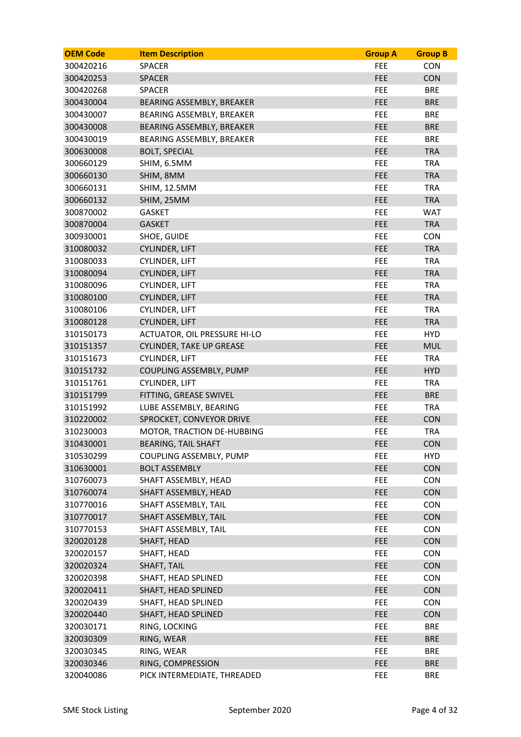| OEM Code | Item Description | Group A | Group B |
|---|---|---|---|
| 300420216 | SPACER | FEE | CON |
| 300420253 | SPACER | FEE | CON |
| 300420268 | SPACER | FEE | BRE |
| 300430004 | BEARING ASSEMBLY, BREAKER | FEE | BRE |
| 300430007 | BEARING ASSEMBLY, BREAKER | FEE | BRE |
| 300430008 | BEARING ASSEMBLY, BREAKER | FEE | BRE |
| 300430019 | BEARING ASSEMBLY, BREAKER | FEE | BRE |
| 300630008 | BOLT, SPECIAL | FEE | TRA |
| 300660129 | SHIM, 6.5MM | FEE | TRA |
| 300660130 | SHIM, 8MM | FEE | TRA |
| 300660131 | SHIM, 12.5MM | FEE | TRA |
| 300660132 | SHIM, 25MM | FEE | TRA |
| 300870002 | GASKET | FEE | WAT |
| 300870004 | GASKET | FEE | TRA |
| 300930001 | SHOE, GUIDE | FEE | CON |
| 310080032 | CYLINDER, LIFT | FEE | TRA |
| 310080033 | CYLINDER, LIFT | FEE | TRA |
| 310080094 | CYLINDER, LIFT | FEE | TRA |
| 310080096 | CYLINDER, LIFT | FEE | TRA |
| 310080100 | CYLINDER, LIFT | FEE | TRA |
| 310080106 | CYLINDER, LIFT | FEE | TRA |
| 310080128 | CYLINDER, LIFT | FEE | TRA |
| 310150173 | ACTUATOR, OIL PRESSURE HI-LO | FEE | HYD |
| 310151357 | CYLINDER, TAKE UP GREASE | FEE | MUL |
| 310151673 | CYLINDER, LIFT | FEE | TRA |
| 310151732 | COUPLING ASSEMBLY, PUMP | FEE | HYD |
| 310151761 | CYLINDER, LIFT | FEE | TRA |
| 310151799 | FITTING, GREASE SWIVEL | FEE | BRE |
| 310151992 | LUBE ASSEMBLY, BEARING | FEE | TRA |
| 310220002 | SPROCKET, CONVEYOR DRIVE | FEE | CON |
| 310230003 | MOTOR, TRACTION DE-HUBBING | FEE | TRA |
| 310430001 | BEARING, TAIL SHAFT | FEE | CON |
| 310530299 | COUPLING ASSEMBLY, PUMP | FEE | HYD |
| 310630001 | BOLT ASSEMBLY | FEE | CON |
| 310760073 | SHAFT ASSEMBLY, HEAD | FEE | CON |
| 310760074 | SHAFT ASSEMBLY, HEAD | FEE | CON |
| 310770016 | SHAFT ASSEMBLY, TAIL | FEE | CON |
| 310770017 | SHAFT ASSEMBLY, TAIL | FEE | CON |
| 310770153 | SHAFT ASSEMBLY, TAIL | FEE | CON |
| 320020128 | SHAFT, HEAD | FEE | CON |
| 320020157 | SHAFT, HEAD | FEE | CON |
| 320020324 | SHAFT, TAIL | FEE | CON |
| 320020398 | SHAFT, HEAD SPLINED | FEE | CON |
| 320020411 | SHAFT, HEAD SPLINED | FEE | CON |
| 320020439 | SHAFT, HEAD SPLINED | FEE | CON |
| 320020440 | SHAFT, HEAD SPLINED | FEE | CON |
| 320030171 | RING, LOCKING | FEE | BRE |
| 320030309 | RING, WEAR | FEE | BRE |
| 320030345 | RING, WEAR | FEE | BRE |
| 320030346 | RING, COMPRESSION | FEE | BRE |
| 320040086 | PICK INTERMEDIATE, THREADED | FEE | BRE |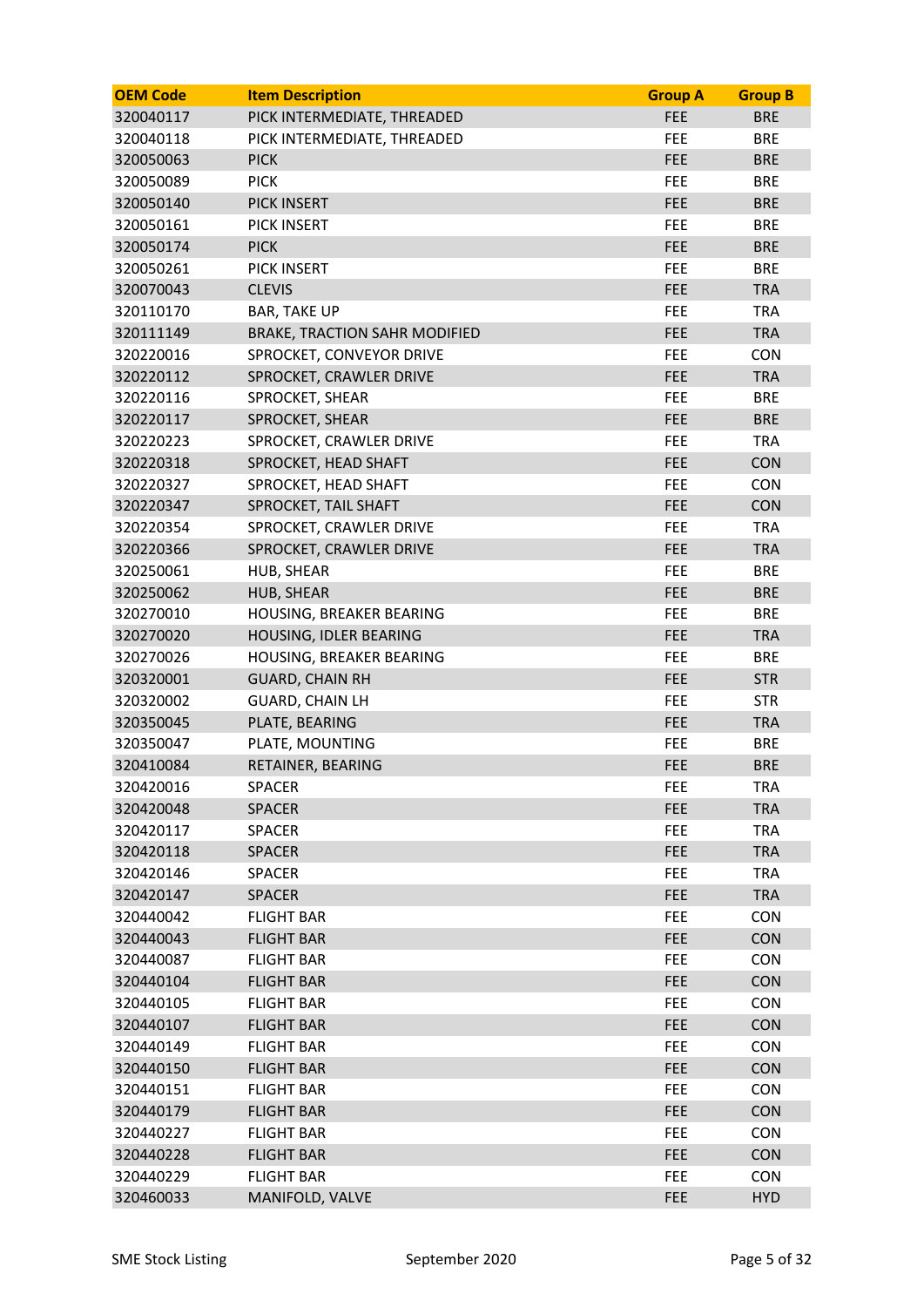| OEM Code | Item Description | Group A | Group B |
|---|---|---|---|
| 320040117 | PICK INTERMEDIATE, THREADED | FEE | BRE |
| 320040118 | PICK INTERMEDIATE, THREADED | FEE | BRE |
| 320050063 | PICK | FEE | BRE |
| 320050089 | PICK | FEE | BRE |
| 320050140 | PICK INSERT | FEE | BRE |
| 320050161 | PICK INSERT | FEE | BRE |
| 320050174 | PICK | FEE | BRE |
| 320050261 | PICK INSERT | FEE | BRE |
| 320070043 | CLEVIS | FEE | TRA |
| 320110170 | BAR, TAKE UP | FEE | TRA |
| 320111149 | BRAKE, TRACTION SAHR MODIFIED | FEE | TRA |
| 320220016 | SPROCKET, CONVEYOR DRIVE | FEE | CON |
| 320220112 | SPROCKET, CRAWLER DRIVE | FEE | TRA |
| 320220116 | SPROCKET, SHEAR | FEE | BRE |
| 320220117 | SPROCKET, SHEAR | FEE | BRE |
| 320220223 | SPROCKET, CRAWLER DRIVE | FEE | TRA |
| 320220318 | SPROCKET, HEAD SHAFT | FEE | CON |
| 320220327 | SPROCKET, HEAD SHAFT | FEE | CON |
| 320220347 | SPROCKET, TAIL SHAFT | FEE | CON |
| 320220354 | SPROCKET, CRAWLER DRIVE | FEE | TRA |
| 320220366 | SPROCKET, CRAWLER DRIVE | FEE | TRA |
| 320250061 | HUB, SHEAR | FEE | BRE |
| 320250062 | HUB, SHEAR | FEE | BRE |
| 320270010 | HOUSING, BREAKER BEARING | FEE | BRE |
| 320270020 | HOUSING, IDLER BEARING | FEE | TRA |
| 320270026 | HOUSING, BREAKER BEARING | FEE | BRE |
| 320320001 | GUARD, CHAIN RH | FEE | STR |
| 320320002 | GUARD, CHAIN LH | FEE | STR |
| 320350045 | PLATE, BEARING | FEE | TRA |
| 320350047 | PLATE, MOUNTING | FEE | BRE |
| 320410084 | RETAINER, BEARING | FEE | BRE |
| 320420016 | SPACER | FEE | TRA |
| 320420048 | SPACER | FEE | TRA |
| 320420117 | SPACER | FEE | TRA |
| 320420118 | SPACER | FEE | TRA |
| 320420146 | SPACER | FEE | TRA |
| 320420147 | SPACER | FEE | TRA |
| 320440042 | FLIGHT BAR | FEE | CON |
| 320440043 | FLIGHT BAR | FEE | CON |
| 320440087 | FLIGHT BAR | FEE | CON |
| 320440104 | FLIGHT BAR | FEE | CON |
| 320440105 | FLIGHT BAR | FEE | CON |
| 320440107 | FLIGHT BAR | FEE | CON |
| 320440149 | FLIGHT BAR | FEE | CON |
| 320440150 | FLIGHT BAR | FEE | CON |
| 320440151 | FLIGHT BAR | FEE | CON |
| 320440179 | FLIGHT BAR | FEE | CON |
| 320440227 | FLIGHT BAR | FEE | CON |
| 320440228 | FLIGHT BAR | FEE | CON |
| 320440229 | FLIGHT BAR | FEE | CON |
| 320460033 | MANIFOLD, VALVE | FEE | HYD |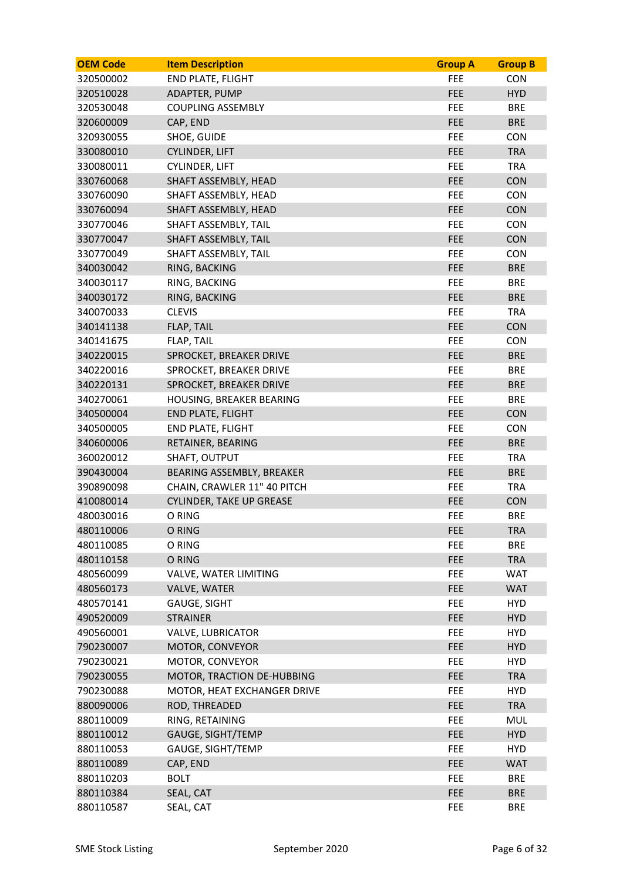| OEM Code | Item Description | Group A | Group B |
|---|---|---|---|
| 320500002 | END PLATE, FLIGHT | FEE | CON |
| 320510028 | ADAPTER, PUMP | FEE | HYD |
| 320530048 | COUPLING ASSEMBLY | FEE | BRE |
| 320600009 | CAP, END | FEE | BRE |
| 320930055 | SHOE, GUIDE | FEE | CON |
| 330080010 | CYLINDER, LIFT | FEE | TRA |
| 330080011 | CYLINDER, LIFT | FEE | TRA |
| 330760068 | SHAFT ASSEMBLY, HEAD | FEE | CON |
| 330760090 | SHAFT ASSEMBLY, HEAD | FEE | CON |
| 330760094 | SHAFT ASSEMBLY, HEAD | FEE | CON |
| 330770046 | SHAFT ASSEMBLY, TAIL | FEE | CON |
| 330770047 | SHAFT ASSEMBLY, TAIL | FEE | CON |
| 330770049 | SHAFT ASSEMBLY, TAIL | FEE | CON |
| 340030042 | RING, BACKING | FEE | BRE |
| 340030117 | RING, BACKING | FEE | BRE |
| 340030172 | RING, BACKING | FEE | BRE |
| 340070033 | CLEVIS | FEE | TRA |
| 340141138 | FLAP, TAIL | FEE | CON |
| 340141675 | FLAP, TAIL | FEE | CON |
| 340220015 | SPROCKET, BREAKER DRIVE | FEE | BRE |
| 340220016 | SPROCKET, BREAKER DRIVE | FEE | BRE |
| 340220131 | SPROCKET, BREAKER DRIVE | FEE | BRE |
| 340270061 | HOUSING, BREAKER BEARING | FEE | BRE |
| 340500004 | END PLATE, FLIGHT | FEE | CON |
| 340500005 | END PLATE, FLIGHT | FEE | CON |
| 340600006 | RETAINER, BEARING | FEE | BRE |
| 360020012 | SHAFT, OUTPUT | FEE | TRA |
| 390430004 | BEARING ASSEMBLY, BREAKER | FEE | BRE |
| 390890098 | CHAIN, CRAWLER 11" 40 PITCH | FEE | TRA |
| 410080014 | CYLINDER, TAKE UP GREASE | FEE | CON |
| 480030016 | O RING | FEE | BRE |
| 480110006 | O RING | FEE | TRA |
| 480110085 | O RING | FEE | BRE |
| 480110158 | O RING | FEE | TRA |
| 480560099 | VALVE, WATER LIMITING | FEE | WAT |
| 480560173 | VALVE, WATER | FEE | WAT |
| 480570141 | GAUGE, SIGHT | FEE | HYD |
| 490520009 | STRAINER | FEE | HYD |
| 490560001 | VALVE, LUBRICATOR | FEE | HYD |
| 790230007 | MOTOR, CONVEYOR | FEE | HYD |
| 790230021 | MOTOR, CONVEYOR | FEE | HYD |
| 790230055 | MOTOR, TRACTION DE-HUBBING | FEE | TRA |
| 790230088 | MOTOR, HEAT EXCHANGER DRIVE | FEE | HYD |
| 880090006 | ROD, THREADED | FEE | TRA |
| 880110009 | RING, RETAINING | FEE | MUL |
| 880110012 | GAUGE, SIGHT/TEMP | FEE | HYD |
| 880110053 | GAUGE, SIGHT/TEMP | FEE | HYD |
| 880110089 | CAP, END | FEE | WAT |
| 880110203 | BOLT | FEE | BRE |
| 880110384 | SEAL, CAT | FEE | BRE |
| 880110587 | SEAL, CAT | FEE | BRE |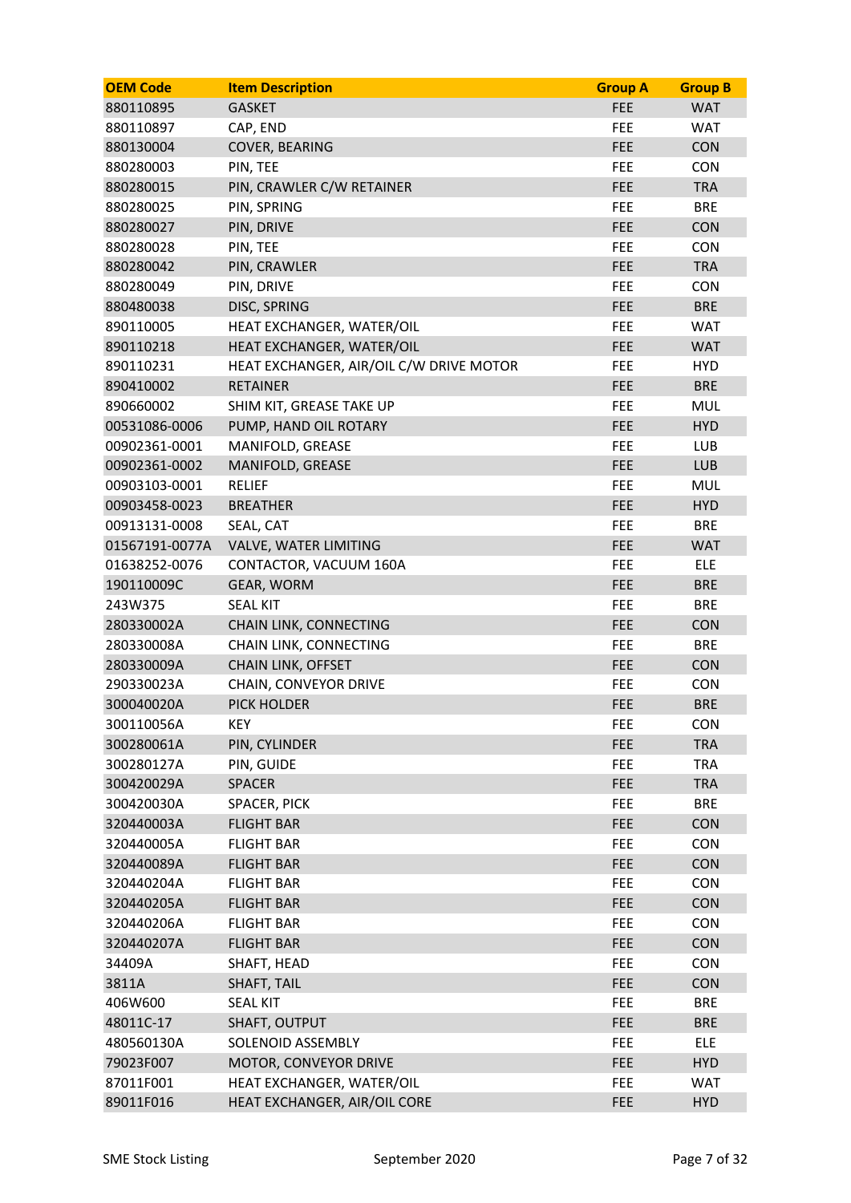| OEM Code | Item Description | Group A | Group B |
|---|---|---|---|
| 880110895 | GASKET | FEE | WAT |
| 880110897 | CAP, END | FEE | WAT |
| 880130004 | COVER, BEARING | FEE | CON |
| 880280003 | PIN, TEE | FEE | CON |
| 880280015 | PIN, CRAWLER C/W RETAINER | FEE | TRA |
| 880280025 | PIN, SPRING | FEE | BRE |
| 880280027 | PIN, DRIVE | FEE | CON |
| 880280028 | PIN, TEE | FEE | CON |
| 880280042 | PIN, CRAWLER | FEE | TRA |
| 880280049 | PIN, DRIVE | FEE | CON |
| 880480038 | DISC, SPRING | FEE | BRE |
| 890110005 | HEAT EXCHANGER, WATER/OIL | FEE | WAT |
| 890110218 | HEAT EXCHANGER, WATER/OIL | FEE | WAT |
| 890110231 | HEAT EXCHANGER, AIR/OIL C/W DRIVE MOTOR | FEE | HYD |
| 890410002 | RETAINER | FEE | BRE |
| 890660002 | SHIM KIT, GREASE TAKE UP | FEE | MUL |
| 00531086-0006 | PUMP, HAND OIL ROTARY | FEE | HYD |
| 00902361-0001 | MANIFOLD, GREASE | FEE | LUB |
| 00902361-0002 | MANIFOLD, GREASE | FEE | LUB |
| 00903103-0001 | RELIEF | FEE | MUL |
| 00903458-0023 | BREATHER | FEE | HYD |
| 00913131-0008 | SEAL, CAT | FEE | BRE |
| 01567191-0077A | VALVE, WATER LIMITING | FEE | WAT |
| 01638252-0076 | CONTACTOR, VACUUM 160A | FEE | ELE |
| 190110009C | GEAR, WORM | FEE | BRE |
| 243W375 | SEAL KIT | FEE | BRE |
| 280330002A | CHAIN LINK, CONNECTING | FEE | CON |
| 280330008A | CHAIN LINK, CONNECTING | FEE | BRE |
| 280330009A | CHAIN LINK, OFFSET | FEE | CON |
| 290330023A | CHAIN, CONVEYOR DRIVE | FEE | CON |
| 300040020A | PICK HOLDER | FEE | BRE |
| 300110056A | KEY | FEE | CON |
| 300280061A | PIN, CYLINDER | FEE | TRA |
| 300280127A | PIN, GUIDE | FEE | TRA |
| 300420029A | SPACER | FEE | TRA |
| 300420030A | SPACER, PICK | FEE | BRE |
| 320440003A | FLIGHT BAR | FEE | CON |
| 320440005A | FLIGHT BAR | FEE | CON |
| 320440089A | FLIGHT BAR | FEE | CON |
| 320440204A | FLIGHT BAR | FEE | CON |
| 320440205A | FLIGHT BAR | FEE | CON |
| 320440206A | FLIGHT BAR | FEE | CON |
| 320440207A | FLIGHT BAR | FEE | CON |
| 34409A | SHAFT, HEAD | FEE | CON |
| 3811A | SHAFT, TAIL | FEE | CON |
| 406W600 | SEAL KIT | FEE | BRE |
| 48011C-17 | SHAFT, OUTPUT | FEE | BRE |
| 480560130A | SOLENOID ASSEMBLY | FEE | ELE |
| 79023F007 | MOTOR, CONVEYOR DRIVE | FEE | HYD |
| 87011F001 | HEAT EXCHANGER, WATER/OIL | FEE | WAT |
| 89011F016 | HEAT EXCHANGER, AIR/OIL CORE | FEE | HYD |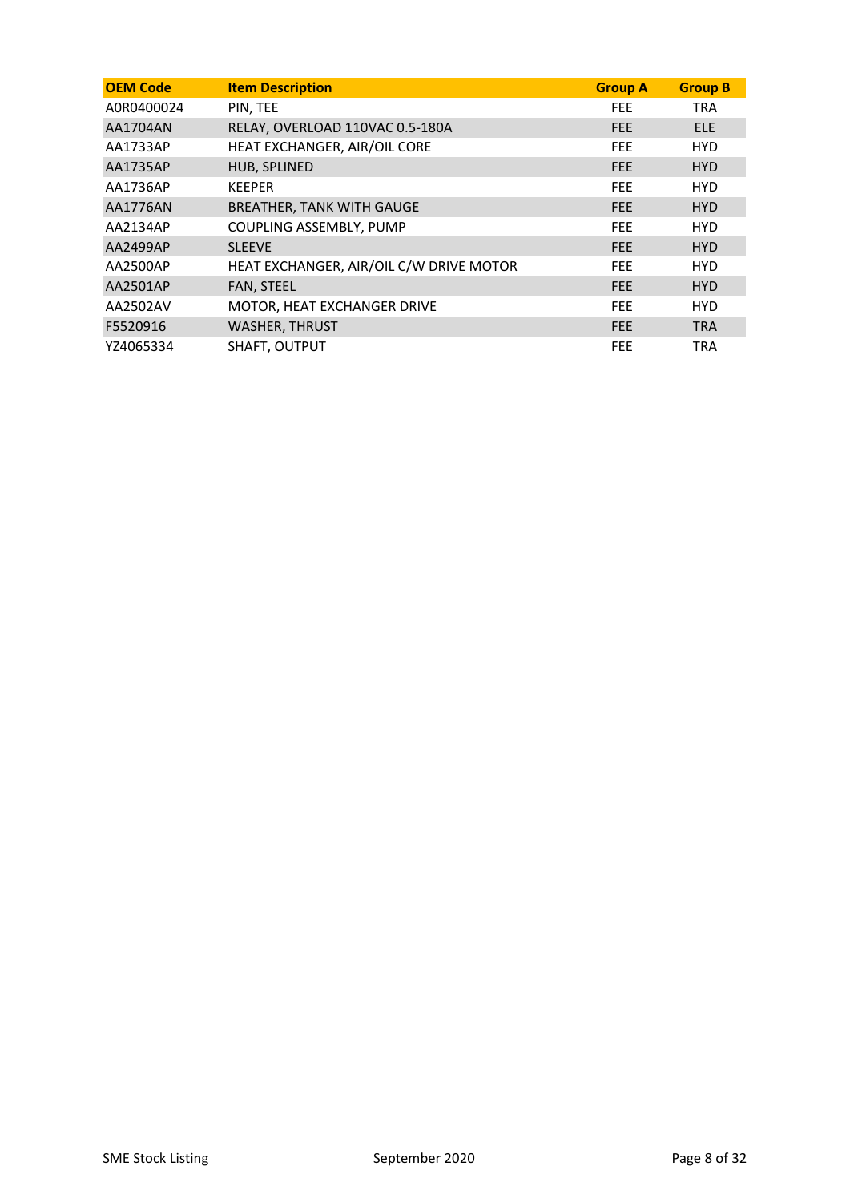| OEM Code | Item Description | Group A | Group B |
|---|---|---|---|
| A0R0400024 | PIN, TEE | FEE | TRA |
| AA1704AN | RELAY, OVERLOAD 110VAC 0.5-180A | FEE | ELE |
| AA1733AP | HEAT EXCHANGER, AIR/OIL CORE | FEE | HYD |
| AA1735AP | HUB, SPLINED | FEE | HYD |
| AA1736AP | KEEPER | FEE | HYD |
| AA1776AN | BREATHER, TANK WITH GAUGE | FEE | HYD |
| AA2134AP | COUPLING ASSEMBLY, PUMP | FEE | HYD |
| AA2499AP | SLEEVE | FEE | HYD |
| AA2500AP | HEAT EXCHANGER, AIR/OIL C/W DRIVE MOTOR | FEE | HYD |
| AA2501AP | FAN, STEEL | FEE | HYD |
| AA2502AV | MOTOR, HEAT EXCHANGER DRIVE | FEE | HYD |
| F5520916 | WASHER, THRUST | FEE | TRA |
| YZ4065334 | SHAFT, OUTPUT | FEE | TRA |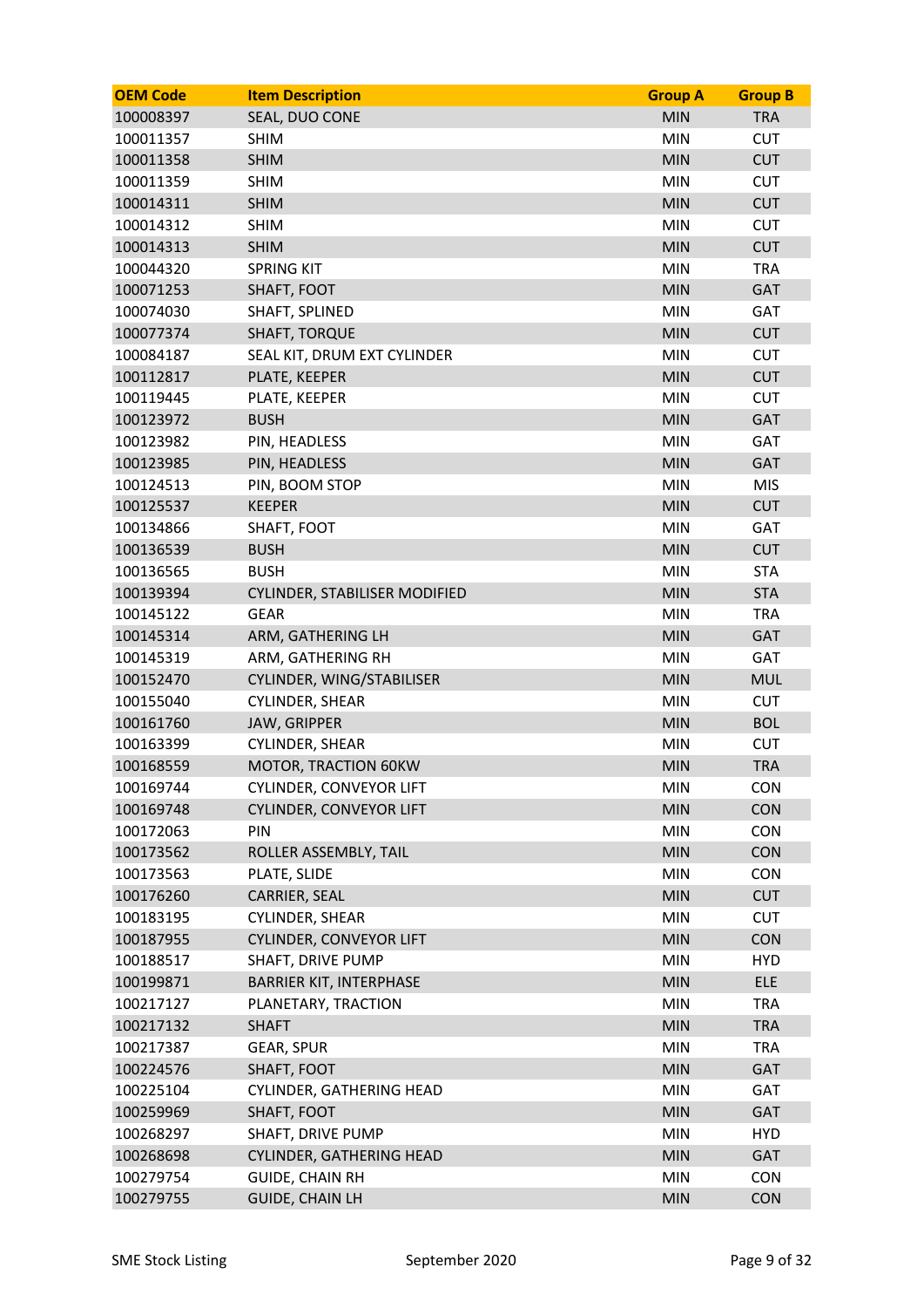| OEM Code | Item Description | Group A | Group B |
|---|---|---|---|
| 100008397 | SEAL, DUO CONE | MIN | TRA |
| 100011357 | SHIM | MIN | CUT |
| 100011358 | SHIM | MIN | CUT |
| 100011359 | SHIM | MIN | CUT |
| 100014311 | SHIM | MIN | CUT |
| 100014312 | SHIM | MIN | CUT |
| 100014313 | SHIM | MIN | CUT |
| 100044320 | SPRING KIT | MIN | TRA |
| 100071253 | SHAFT, FOOT | MIN | GAT |
| 100074030 | SHAFT, SPLINED | MIN | GAT |
| 100077374 | SHAFT, TORQUE | MIN | CUT |
| 100084187 | SEAL KIT, DRUM EXT CYLINDER | MIN | CUT |
| 100112817 | PLATE, KEEPER | MIN | CUT |
| 100119445 | PLATE, KEEPER | MIN | CUT |
| 100123972 | BUSH | MIN | GAT |
| 100123982 | PIN, HEADLESS | MIN | GAT |
| 100123985 | PIN, HEADLESS | MIN | GAT |
| 100124513 | PIN, BOOM STOP | MIN | MIS |
| 100125537 | KEEPER | MIN | CUT |
| 100134866 | SHAFT, FOOT | MIN | GAT |
| 100136539 | BUSH | MIN | CUT |
| 100136565 | BUSH | MIN | STA |
| 100139394 | CYLINDER, STABILISER MODIFIED | MIN | STA |
| 100145122 | GEAR | MIN | TRA |
| 100145314 | ARM, GATHERING LH | MIN | GAT |
| 100145319 | ARM, GATHERING RH | MIN | GAT |
| 100152470 | CYLINDER, WING/STABILISER | MIN | MUL |
| 100155040 | CYLINDER, SHEAR | MIN | CUT |
| 100161760 | JAW, GRIPPER | MIN | BOL |
| 100163399 | CYLINDER, SHEAR | MIN | CUT |
| 100168559 | MOTOR, TRACTION 60KW | MIN | TRA |
| 100169744 | CYLINDER, CONVEYOR LIFT | MIN | CON |
| 100169748 | CYLINDER, CONVEYOR LIFT | MIN | CON |
| 100172063 | PIN | MIN | CON |
| 100173562 | ROLLER ASSEMBLY, TAIL | MIN | CON |
| 100173563 | PLATE, SLIDE | MIN | CON |
| 100176260 | CARRIER, SEAL | MIN | CUT |
| 100183195 | CYLINDER, SHEAR | MIN | CUT |
| 100187955 | CYLINDER, CONVEYOR LIFT | MIN | CON |
| 100188517 | SHAFT, DRIVE PUMP | MIN | HYD |
| 100199871 | BARRIER KIT, INTERPHASE | MIN | ELE |
| 100217127 | PLANETARY, TRACTION | MIN | TRA |
| 100217132 | SHAFT | MIN | TRA |
| 100217387 | GEAR, SPUR | MIN | TRA |
| 100224576 | SHAFT, FOOT | MIN | GAT |
| 100225104 | CYLINDER, GATHERING HEAD | MIN | GAT |
| 100259969 | SHAFT, FOOT | MIN | GAT |
| 100268297 | SHAFT, DRIVE PUMP | MIN | HYD |
| 100268698 | CYLINDER, GATHERING HEAD | MIN | GAT |
| 100279754 | GUIDE, CHAIN RH | MIN | CON |
| 100279755 | GUIDE, CHAIN LH | MIN | CON |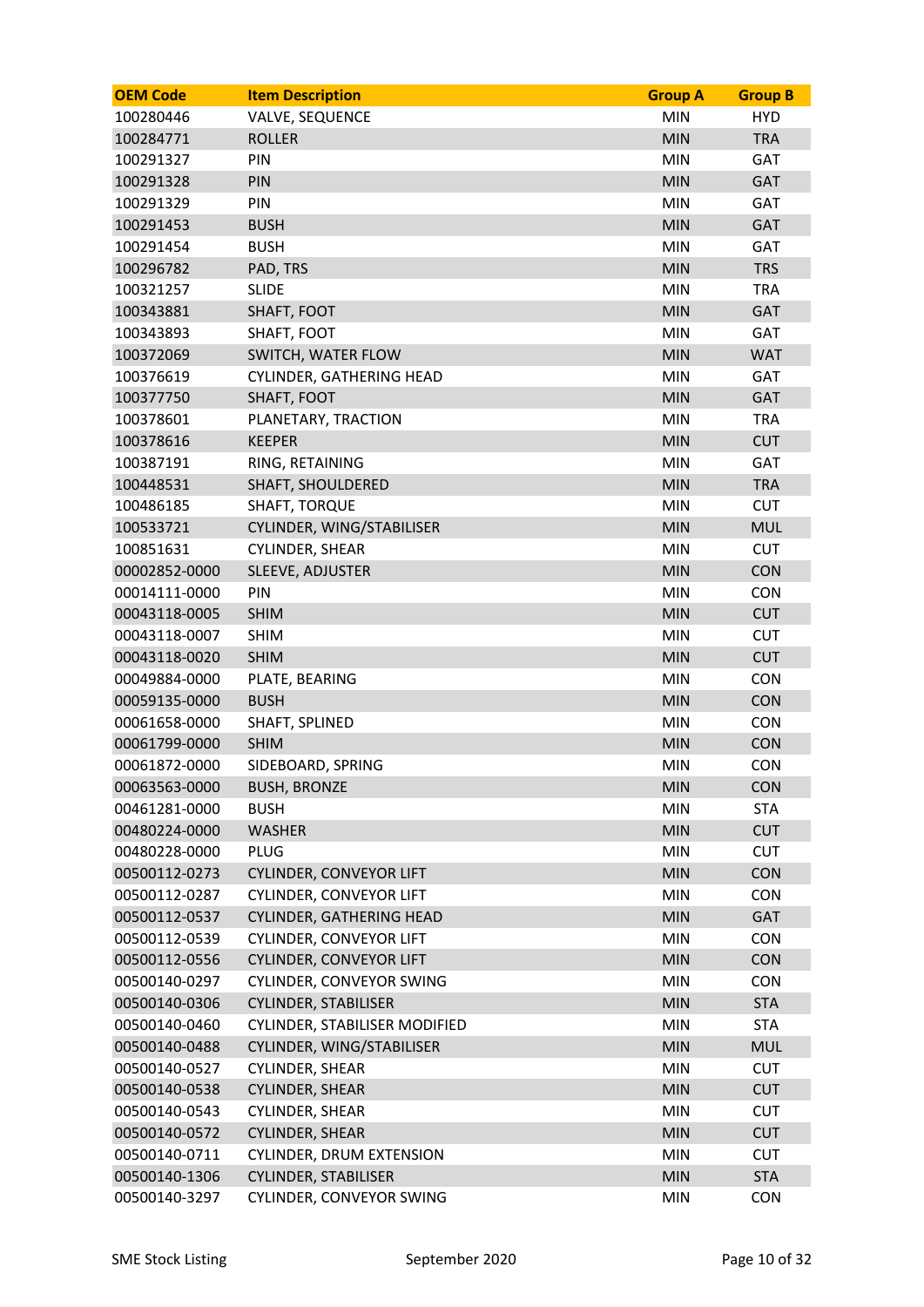| OEM Code | Item Description | Group A | Group B |
|---|---|---|---|
| 100280446 | VALVE, SEQUENCE | MIN | HYD |
| 100284771 | ROLLER | MIN | TRA |
| 100291327 | PIN | MIN | GAT |
| 100291328 | PIN | MIN | GAT |
| 100291329 | PIN | MIN | GAT |
| 100291453 | BUSH | MIN | GAT |
| 100291454 | BUSH | MIN | GAT |
| 100296782 | PAD, TRS | MIN | TRS |
| 100321257 | SLIDE | MIN | TRA |
| 100343881 | SHAFT, FOOT | MIN | GAT |
| 100343893 | SHAFT, FOOT | MIN | GAT |
| 100372069 | SWITCH, WATER FLOW | MIN | WAT |
| 100376619 | CYLINDER, GATHERING HEAD | MIN | GAT |
| 100377750 | SHAFT, FOOT | MIN | GAT |
| 100378601 | PLANETARY, TRACTION | MIN | TRA |
| 100378616 | KEEPER | MIN | CUT |
| 100387191 | RING, RETAINING | MIN | GAT |
| 100448531 | SHAFT, SHOULDERED | MIN | TRA |
| 100486185 | SHAFT, TORQUE | MIN | CUT |
| 100533721 | CYLINDER, WING/STABILISER | MIN | MUL |
| 100851631 | CYLINDER, SHEAR | MIN | CUT |
| 00002852-0000 | SLEEVE, ADJUSTER | MIN | CON |
| 00014111-0000 | PIN | MIN | CON |
| 00043118-0005 | SHIM | MIN | CUT |
| 00043118-0007 | SHIM | MIN | CUT |
| 00043118-0020 | SHIM | MIN | CUT |
| 00049884-0000 | PLATE, BEARING | MIN | CON |
| 00059135-0000 | BUSH | MIN | CON |
| 00061658-0000 | SHAFT, SPLINED | MIN | CON |
| 00061799-0000 | SHIM | MIN | CON |
| 00061872-0000 | SIDEBOARD, SPRING | MIN | CON |
| 00063563-0000 | BUSH, BRONZE | MIN | CON |
| 00461281-0000 | BUSH | MIN | STA |
| 00480224-0000 | WASHER | MIN | CUT |
| 00480228-0000 | PLUG | MIN | CUT |
| 00500112-0273 | CYLINDER, CONVEYOR LIFT | MIN | CON |
| 00500112-0287 | CYLINDER, CONVEYOR LIFT | MIN | CON |
| 00500112-0537 | CYLINDER, GATHERING HEAD | MIN | GAT |
| 00500112-0539 | CYLINDER, CONVEYOR LIFT | MIN | CON |
| 00500112-0556 | CYLINDER, CONVEYOR LIFT | MIN | CON |
| 00500140-0297 | CYLINDER, CONVEYOR SWING | MIN | CON |
| 00500140-0306 | CYLINDER, STABILISER | MIN | STA |
| 00500140-0460 | CYLINDER, STABILISER MODIFIED | MIN | STA |
| 00500140-0488 | CYLINDER, WING/STABILISER | MIN | MUL |
| 00500140-0527 | CYLINDER, SHEAR | MIN | CUT |
| 00500140-0538 | CYLINDER, SHEAR | MIN | CUT |
| 00500140-0543 | CYLINDER, SHEAR | MIN | CUT |
| 00500140-0572 | CYLINDER, SHEAR | MIN | CUT |
| 00500140-0711 | CYLINDER, DRUM EXTENSION | MIN | CUT |
| 00500140-1306 | CYLINDER, STABILISER | MIN | STA |
| 00500140-3297 | CYLINDER, CONVEYOR SWING | MIN | CON |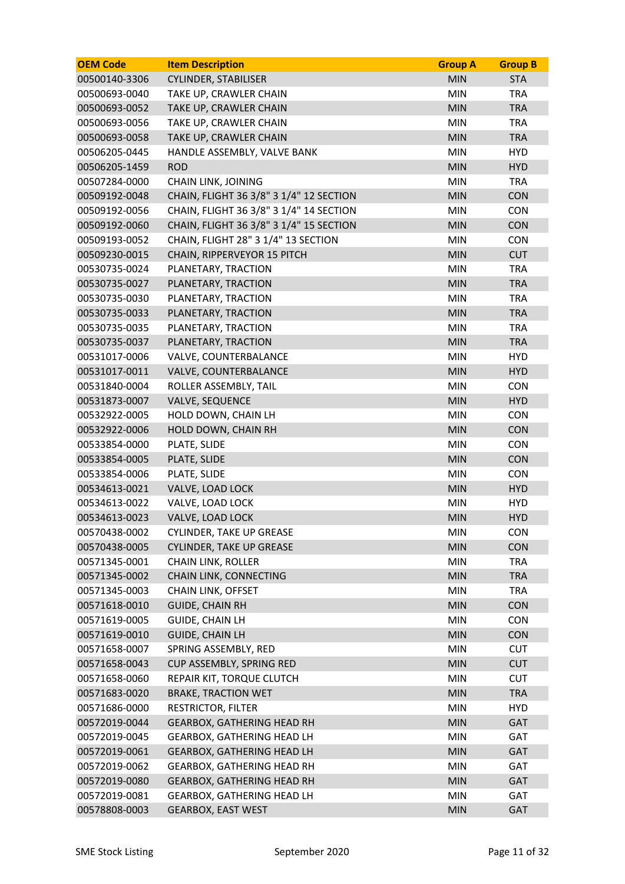| OEM Code | Item Description | Group A | Group B |
|---|---|---|---|
| 00500140-3306 | CYLINDER, STABILISER | MIN | STA |
| 00500693-0040 | TAKE UP, CRAWLER CHAIN | MIN | TRA |
| 00500693-0052 | TAKE UP, CRAWLER CHAIN | MIN | TRA |
| 00500693-0056 | TAKE UP, CRAWLER CHAIN | MIN | TRA |
| 00500693-0058 | TAKE UP, CRAWLER CHAIN | MIN | TRA |
| 00506205-0445 | HANDLE ASSEMBLY, VALVE BANK | MIN | HYD |
| 00506205-1459 | ROD | MIN | HYD |
| 00507284-0000 | CHAIN LINK, JOINING | MIN | TRA |
| 00509192-0048 | CHAIN, FLIGHT 36 3/8" 3 1/4" 12 SECTION | MIN | CON |
| 00509192-0056 | CHAIN, FLIGHT 36 3/8" 3 1/4" 14 SECTION | MIN | CON |
| 00509192-0060 | CHAIN, FLIGHT 36 3/8" 3 1/4" 15 SECTION | MIN | CON |
| 00509193-0052 | CHAIN, FLIGHT 28" 3 1/4" 13 SECTION | MIN | CON |
| 00509230-0015 | CHAIN, RIPPERVEYOR 15 PITCH | MIN | CUT |
| 00530735-0024 | PLANETARY, TRACTION | MIN | TRA |
| 00530735-0027 | PLANETARY, TRACTION | MIN | TRA |
| 00530735-0030 | PLANETARY, TRACTION | MIN | TRA |
| 00530735-0033 | PLANETARY, TRACTION | MIN | TRA |
| 00530735-0035 | PLANETARY, TRACTION | MIN | TRA |
| 00530735-0037 | PLANETARY, TRACTION | MIN | TRA |
| 00531017-0006 | VALVE, COUNTERBALANCE | MIN | HYD |
| 00531017-0011 | VALVE, COUNTERBALANCE | MIN | HYD |
| 00531840-0004 | ROLLER ASSEMBLY, TAIL | MIN | CON |
| 00531873-0007 | VALVE, SEQUENCE | MIN | HYD |
| 00532922-0005 | HOLD DOWN, CHAIN LH | MIN | CON |
| 00532922-0006 | HOLD DOWN, CHAIN RH | MIN | CON |
| 00533854-0000 | PLATE, SLIDE | MIN | CON |
| 00533854-0005 | PLATE, SLIDE | MIN | CON |
| 00533854-0006 | PLATE, SLIDE | MIN | CON |
| 00534613-0021 | VALVE, LOAD LOCK | MIN | HYD |
| 00534613-0022 | VALVE, LOAD LOCK | MIN | HYD |
| 00534613-0023 | VALVE, LOAD LOCK | MIN | HYD |
| 00570438-0002 | CYLINDER, TAKE UP GREASE | MIN | CON |
| 00570438-0005 | CYLINDER, TAKE UP GREASE | MIN | CON |
| 00571345-0001 | CHAIN LINK, ROLLER | MIN | TRA |
| 00571345-0002 | CHAIN LINK, CONNECTING | MIN | TRA |
| 00571345-0003 | CHAIN LINK, OFFSET | MIN | TRA |
| 00571618-0010 | GUIDE, CHAIN RH | MIN | CON |
| 00571619-0005 | GUIDE, CHAIN LH | MIN | CON |
| 00571619-0010 | GUIDE, CHAIN LH | MIN | CON |
| 00571658-0007 | SPRING ASSEMBLY, RED | MIN | CUT |
| 00571658-0043 | CUP ASSEMBLY, SPRING RED | MIN | CUT |
| 00571658-0060 | REPAIR KIT, TORQUE CLUTCH | MIN | CUT |
| 00571683-0020 | BRAKE, TRACTION WET | MIN | TRA |
| 00571686-0000 | RESTRICTOR, FILTER | MIN | HYD |
| 00572019-0044 | GEARBOX, GATHERING HEAD RH | MIN | GAT |
| 00572019-0045 | GEARBOX, GATHERING HEAD LH | MIN | GAT |
| 00572019-0061 | GEARBOX, GATHERING HEAD LH | MIN | GAT |
| 00572019-0062 | GEARBOX, GATHERING HEAD RH | MIN | GAT |
| 00572019-0080 | GEARBOX, GATHERING HEAD RH | MIN | GAT |
| 00572019-0081 | GEARBOX, GATHERING HEAD LH | MIN | GAT |
| 00578808-0003 | GEARBOX, EAST WEST | MIN | GAT |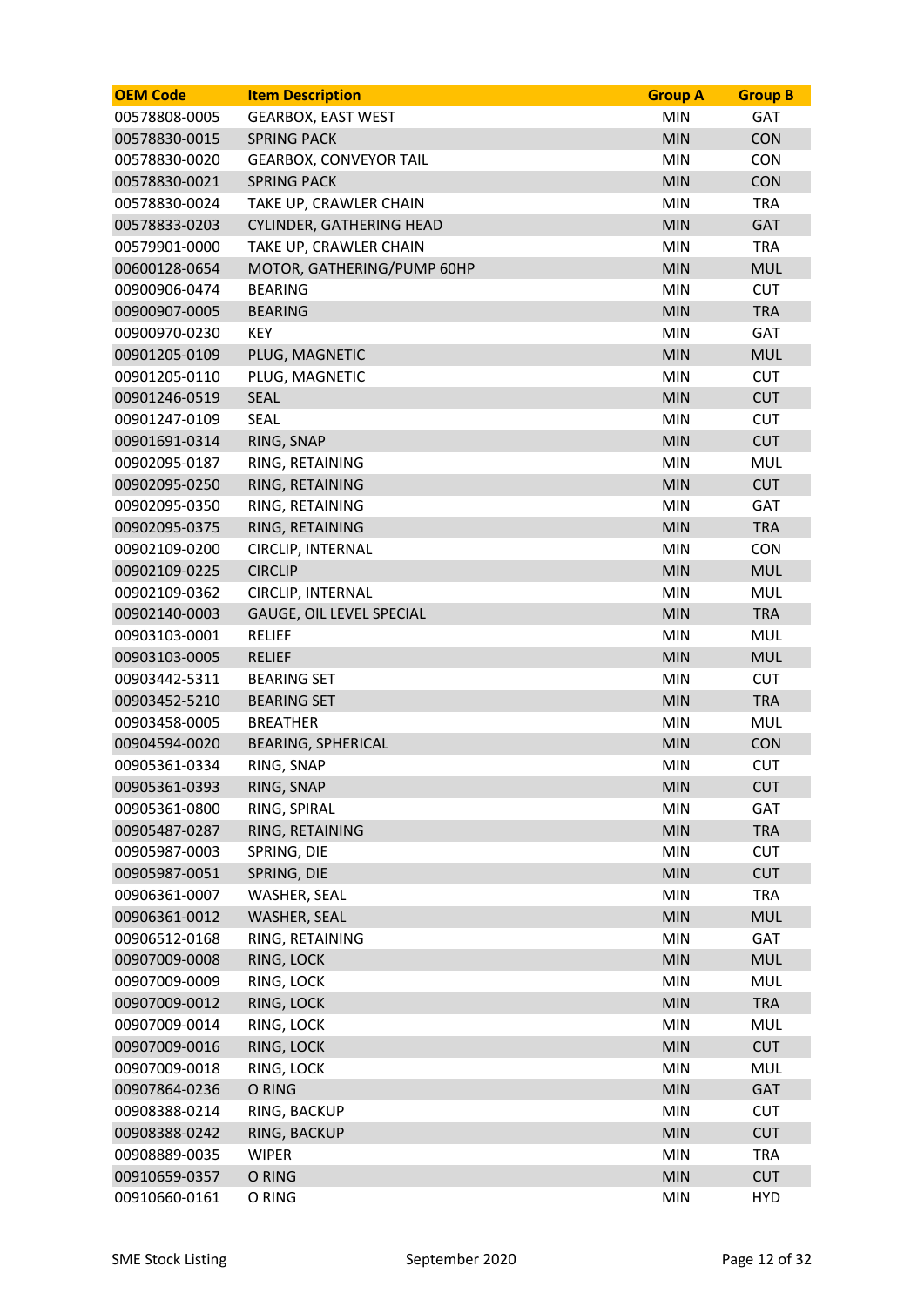| OEM Code | Item Description | Group A | Group B |
| --- | --- | --- | --- |
| 00578808-0005 | GEARBOX, EAST WEST | MIN | GAT |
| 00578830-0015 | SPRING PACK | MIN | CON |
| 00578830-0020 | GEARBOX, CONVEYOR TAIL | MIN | CON |
| 00578830-0021 | SPRING PACK | MIN | CON |
| 00578830-0024 | TAKE UP, CRAWLER CHAIN | MIN | TRA |
| 00578833-0203 | CYLINDER, GATHERING HEAD | MIN | GAT |
| 00579901-0000 | TAKE UP, CRAWLER CHAIN | MIN | TRA |
| 00600128-0654 | MOTOR, GATHERING/PUMP 60HP | MIN | MUL |
| 00900906-0474 | BEARING | MIN | CUT |
| 00900907-0005 | BEARING | MIN | TRA |
| 00900970-0230 | KEY | MIN | GAT |
| 00901205-0109 | PLUG, MAGNETIC | MIN | MUL |
| 00901205-0110 | PLUG, MAGNETIC | MIN | CUT |
| 00901246-0519 | SEAL | MIN | CUT |
| 00901247-0109 | SEAL | MIN | CUT |
| 00901691-0314 | RING, SNAP | MIN | CUT |
| 00902095-0187 | RING, RETAINING | MIN | MUL |
| 00902095-0250 | RING, RETAINING | MIN | CUT |
| 00902095-0350 | RING, RETAINING | MIN | GAT |
| 00902095-0375 | RING, RETAINING | MIN | TRA |
| 00902109-0200 | CIRCLIP, INTERNAL | MIN | CON |
| 00902109-0225 | CIRCLIP | MIN | MUL |
| 00902109-0362 | CIRCLIP, INTERNAL | MIN | MUL |
| 00902140-0003 | GAUGE, OIL LEVEL SPECIAL | MIN | TRA |
| 00903103-0001 | RELIEF | MIN | MUL |
| 00903103-0005 | RELIEF | MIN | MUL |
| 00903442-5311 | BEARING SET | MIN | CUT |
| 00903452-5210 | BEARING SET | MIN | TRA |
| 00903458-0005 | BREATHER | MIN | MUL |
| 00904594-0020 | BEARING, SPHERICAL | MIN | CON |
| 00905361-0334 | RING, SNAP | MIN | CUT |
| 00905361-0393 | RING, SNAP | MIN | CUT |
| 00905361-0800 | RING, SPIRAL | MIN | GAT |
| 00905487-0287 | RING, RETAINING | MIN | TRA |
| 00905987-0003 | SPRING, DIE | MIN | CUT |
| 00905987-0051 | SPRING, DIE | MIN | CUT |
| 00906361-0007 | WASHER, SEAL | MIN | TRA |
| 00906361-0012 | WASHER, SEAL | MIN | MUL |
| 00906512-0168 | RING, RETAINING | MIN | GAT |
| 00907009-0008 | RING, LOCK | MIN | MUL |
| 00907009-0009 | RING, LOCK | MIN | MUL |
| 00907009-0012 | RING, LOCK | MIN | TRA |
| 00907009-0014 | RING, LOCK | MIN | MUL |
| 00907009-0016 | RING, LOCK | MIN | CUT |
| 00907009-0018 | RING, LOCK | MIN | MUL |
| 00907864-0236 | O RING | MIN | GAT |
| 00908388-0214 | RING, BACKUP | MIN | CUT |
| 00908388-0242 | RING, BACKUP | MIN | CUT |
| 00908889-0035 | WIPER | MIN | TRA |
| 00910659-0357 | O RING | MIN | CUT |
| 00910660-0161 | O RING | MIN | HYD |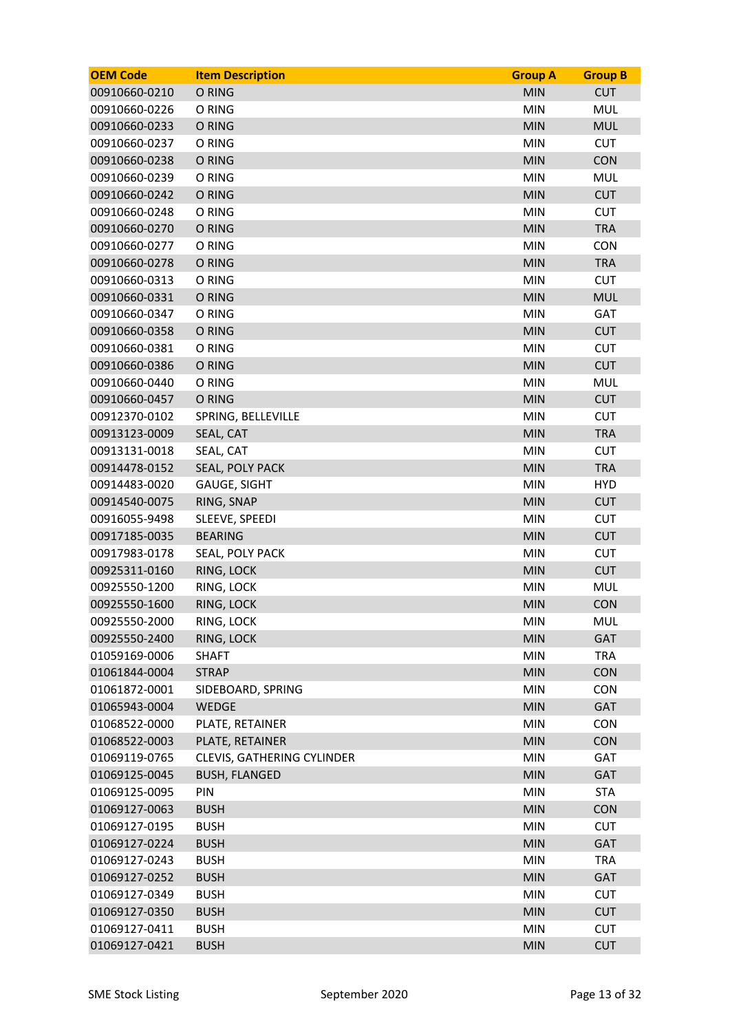| OEM Code | Item Description | Group A | Group B |
| --- | --- | --- | --- |
| 00910660-0210 | O RING | MIN | CUT |
| 00910660-0226 | O RING | MIN | MUL |
| 00910660-0233 | O RING | MIN | MUL |
| 00910660-0237 | O RING | MIN | CUT |
| 00910660-0238 | O RING | MIN | CON |
| 00910660-0239 | O RING | MIN | MUL |
| 00910660-0242 | O RING | MIN | CUT |
| 00910660-0248 | O RING | MIN | CUT |
| 00910660-0270 | O RING | MIN | TRA |
| 00910660-0277 | O RING | MIN | CON |
| 00910660-0278 | O RING | MIN | TRA |
| 00910660-0313 | O RING | MIN | CUT |
| 00910660-0331 | O RING | MIN | MUL |
| 00910660-0347 | O RING | MIN | GAT |
| 00910660-0358 | O RING | MIN | CUT |
| 00910660-0381 | O RING | MIN | CUT |
| 00910660-0386 | O RING | MIN | CUT |
| 00910660-0440 | O RING | MIN | MUL |
| 00910660-0457 | O RING | MIN | CUT |
| 00912370-0102 | SPRING, BELLEVILLE | MIN | CUT |
| 00913123-0009 | SEAL, CAT | MIN | TRA |
| 00913131-0018 | SEAL, CAT | MIN | CUT |
| 00914478-0152 | SEAL, POLY PACK | MIN | TRA |
| 00914483-0020 | GAUGE, SIGHT | MIN | HYD |
| 00914540-0075 | RING, SNAP | MIN | CUT |
| 00916055-9498 | SLEEVE, SPEEDI | MIN | CUT |
| 00917185-0035 | BEARING | MIN | CUT |
| 00917983-0178 | SEAL, POLY PACK | MIN | CUT |
| 00925311-0160 | RING, LOCK | MIN | CUT |
| 00925550-1200 | RING, LOCK | MIN | MUL |
| 00925550-1600 | RING, LOCK | MIN | CON |
| 00925550-2000 | RING, LOCK | MIN | MUL |
| 00925550-2400 | RING, LOCK | MIN | GAT |
| 01059169-0006 | SHAFT | MIN | TRA |
| 01061844-0004 | STRAP | MIN | CON |
| 01061872-0001 | SIDEBOARD, SPRING | MIN | CON |
| 01065943-0004 | WEDGE | MIN | GAT |
| 01068522-0000 | PLATE, RETAINER | MIN | CON |
| 01068522-0003 | PLATE, RETAINER | MIN | CON |
| 01069119-0765 | CLEVIS, GATHERING CYLINDER | MIN | GAT |
| 01069125-0045 | BUSH, FLANGED | MIN | GAT |
| 01069125-0095 | PIN | MIN | STA |
| 01069127-0063 | BUSH | MIN | CON |
| 01069127-0195 | BUSH | MIN | CUT |
| 01069127-0224 | BUSH | MIN | GAT |
| 01069127-0243 | BUSH | MIN | TRA |
| 01069127-0252 | BUSH | MIN | GAT |
| 01069127-0349 | BUSH | MIN | CUT |
| 01069127-0350 | BUSH | MIN | CUT |
| 01069127-0411 | BUSH | MIN | CUT |
| 01069127-0421 | BUSH | MIN | CUT |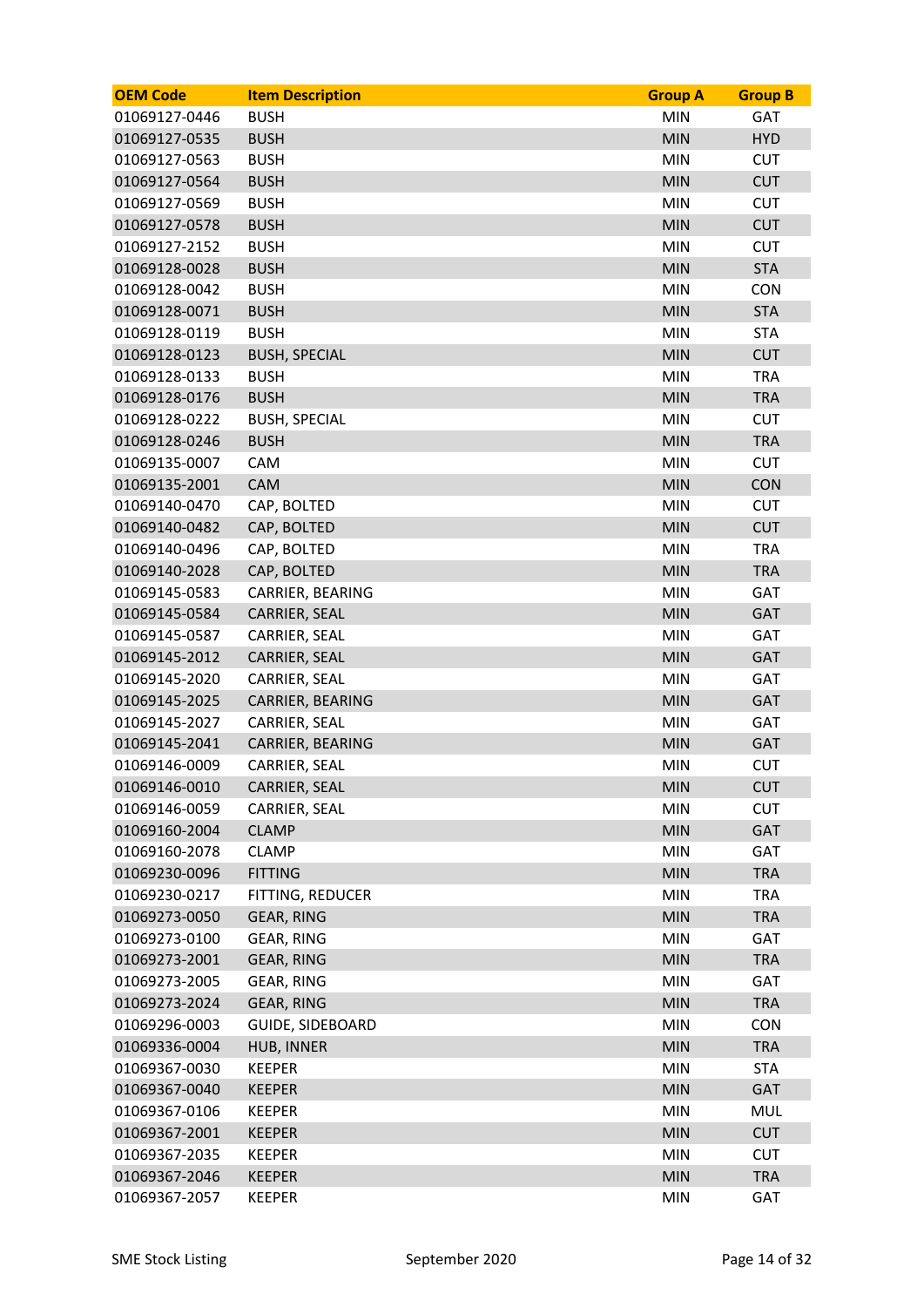| OEM Code | Item Description | Group A | Group B |
|---|---|---|---|
| 01069127-0446 | BUSH | MIN | GAT |
| 01069127-0535 | BUSH | MIN | HYD |
| 01069127-0563 | BUSH | MIN | CUT |
| 01069127-0564 | BUSH | MIN | CUT |
| 01069127-0569 | BUSH | MIN | CUT |
| 01069127-0578 | BUSH | MIN | CUT |
| 01069127-2152 | BUSH | MIN | CUT |
| 01069128-0028 | BUSH | MIN | STA |
| 01069128-0042 | BUSH | MIN | CON |
| 01069128-0071 | BUSH | MIN | STA |
| 01069128-0119 | BUSH | MIN | STA |
| 01069128-0123 | BUSH, SPECIAL | MIN | CUT |
| 01069128-0133 | BUSH | MIN | TRA |
| 01069128-0176 | BUSH | MIN | TRA |
| 01069128-0222 | BUSH, SPECIAL | MIN | CUT |
| 01069128-0246 | BUSH | MIN | TRA |
| 01069135-0007 | CAM | MIN | CUT |
| 01069135-2001 | CAM | MIN | CON |
| 01069140-0470 | CAP, BOLTED | MIN | CUT |
| 01069140-0482 | CAP, BOLTED | MIN | CUT |
| 01069140-0496 | CAP, BOLTED | MIN | TRA |
| 01069140-2028 | CAP, BOLTED | MIN | TRA |
| 01069145-0583 | CARRIER, BEARING | MIN | GAT |
| 01069145-0584 | CARRIER, SEAL | MIN | GAT |
| 01069145-0587 | CARRIER, SEAL | MIN | GAT |
| 01069145-2012 | CARRIER, SEAL | MIN | GAT |
| 01069145-2020 | CARRIER, SEAL | MIN | GAT |
| 01069145-2025 | CARRIER, BEARING | MIN | GAT |
| 01069145-2027 | CARRIER, SEAL | MIN | GAT |
| 01069145-2041 | CARRIER, BEARING | MIN | GAT |
| 01069146-0009 | CARRIER, SEAL | MIN | CUT |
| 01069146-0010 | CARRIER, SEAL | MIN | CUT |
| 01069146-0059 | CARRIER, SEAL | MIN | CUT |
| 01069160-2004 | CLAMP | MIN | GAT |
| 01069160-2078 | CLAMP | MIN | GAT |
| 01069230-0096 | FITTING | MIN | TRA |
| 01069230-0217 | FITTING, REDUCER | MIN | TRA |
| 01069273-0050 | GEAR, RING | MIN | TRA |
| 01069273-0100 | GEAR, RING | MIN | GAT |
| 01069273-2001 | GEAR, RING | MIN | TRA |
| 01069273-2005 | GEAR, RING | MIN | GAT |
| 01069273-2024 | GEAR, RING | MIN | TRA |
| 01069296-0003 | GUIDE, SIDEBOARD | MIN | CON |
| 01069336-0004 | HUB, INNER | MIN | TRA |
| 01069367-0030 | KEEPER | MIN | STA |
| 01069367-0040 | KEEPER | MIN | GAT |
| 01069367-0106 | KEEPER | MIN | MUL |
| 01069367-2001 | KEEPER | MIN | CUT |
| 01069367-2035 | KEEPER | MIN | CUT |
| 01069367-2046 | KEEPER | MIN | TRA |
| 01069367-2057 | KEEPER | MIN | GAT |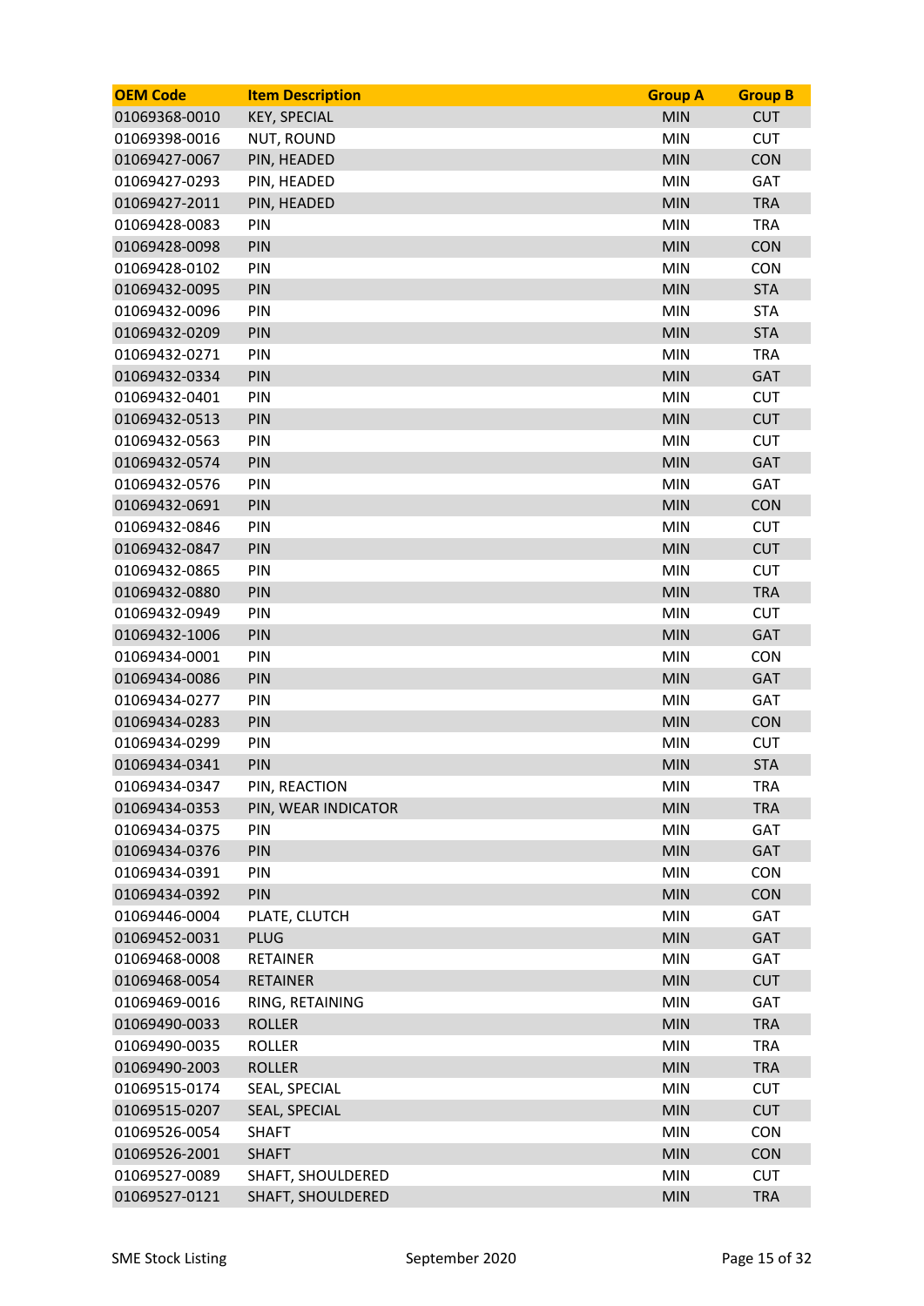| OEM Code | Item Description | Group A | Group B |
|---|---|---|---|
| 01069368-0010 | KEY, SPECIAL | MIN | CUT |
| 01069398-0016 | NUT, ROUND | MIN | CUT |
| 01069427-0067 | PIN, HEADED | MIN | CON |
| 01069427-0293 | PIN, HEADED | MIN | GAT |
| 01069427-2011 | PIN, HEADED | MIN | TRA |
| 01069428-0083 | PIN | MIN | TRA |
| 01069428-0098 | PIN | MIN | CON |
| 01069428-0102 | PIN | MIN | CON |
| 01069432-0095 | PIN | MIN | STA |
| 01069432-0096 | PIN | MIN | STA |
| 01069432-0209 | PIN | MIN | STA |
| 01069432-0271 | PIN | MIN | TRA |
| 01069432-0334 | PIN | MIN | GAT |
| 01069432-0401 | PIN | MIN | CUT |
| 01069432-0513 | PIN | MIN | CUT |
| 01069432-0563 | PIN | MIN | CUT |
| 01069432-0574 | PIN | MIN | GAT |
| 01069432-0576 | PIN | MIN | GAT |
| 01069432-0691 | PIN | MIN | CON |
| 01069432-0846 | PIN | MIN | CUT |
| 01069432-0847 | PIN | MIN | CUT |
| 01069432-0865 | PIN | MIN | CUT |
| 01069432-0880 | PIN | MIN | TRA |
| 01069432-0949 | PIN | MIN | CUT |
| 01069432-1006 | PIN | MIN | GAT |
| 01069434-0001 | PIN | MIN | CON |
| 01069434-0086 | PIN | MIN | GAT |
| 01069434-0277 | PIN | MIN | GAT |
| 01069434-0283 | PIN | MIN | CON |
| 01069434-0299 | PIN | MIN | CUT |
| 01069434-0341 | PIN | MIN | STA |
| 01069434-0347 | PIN, REACTION | MIN | TRA |
| 01069434-0353 | PIN, WEAR INDICATOR | MIN | TRA |
| 01069434-0375 | PIN | MIN | GAT |
| 01069434-0376 | PIN | MIN | GAT |
| 01069434-0391 | PIN | MIN | CON |
| 01069434-0392 | PIN | MIN | CON |
| 01069446-0004 | PLATE, CLUTCH | MIN | GAT |
| 01069452-0031 | PLUG | MIN | GAT |
| 01069468-0008 | RETAINER | MIN | GAT |
| 01069468-0054 | RETAINER | MIN | CUT |
| 01069469-0016 | RING, RETAINING | MIN | GAT |
| 01069490-0033 | ROLLER | MIN | TRA |
| 01069490-0035 | ROLLER | MIN | TRA |
| 01069490-2003 | ROLLER | MIN | TRA |
| 01069515-0174 | SEAL, SPECIAL | MIN | CUT |
| 01069515-0207 | SEAL, SPECIAL | MIN | CUT |
| 01069526-0054 | SHAFT | MIN | CON |
| 01069526-2001 | SHAFT | MIN | CON |
| 01069527-0089 | SHAFT, SHOULDERED | MIN | CUT |
| 01069527-0121 | SHAFT, SHOULDERED | MIN | TRA |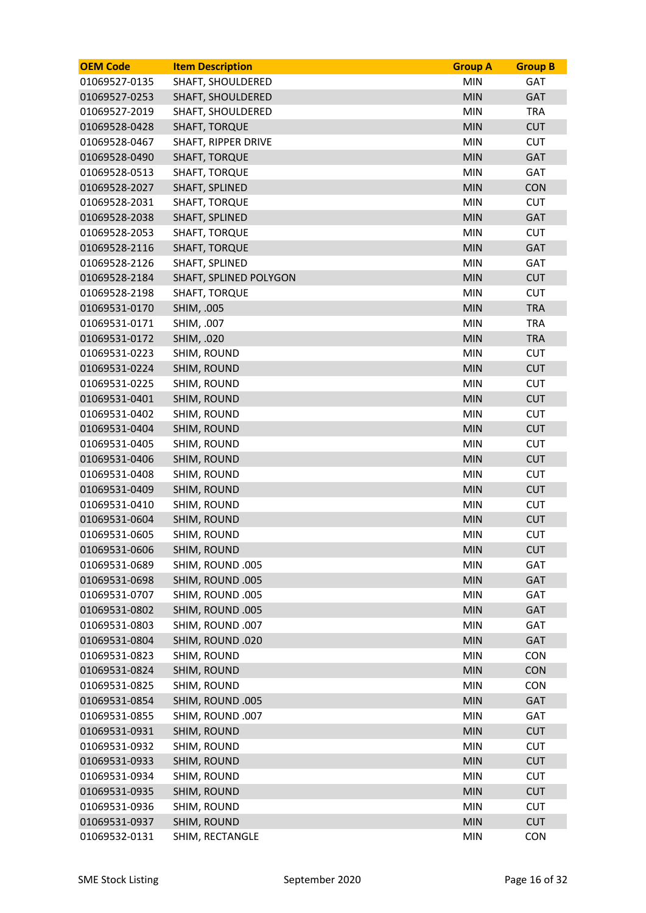| OEM Code | Item Description | Group A | Group B |
|---|---|---|---|
| 01069527-0135 | SHAFT, SHOULDERED | MIN | GAT |
| 01069527-0253 | SHAFT, SHOULDERED | MIN | GAT |
| 01069527-2019 | SHAFT, SHOULDERED | MIN | TRA |
| 01069528-0428 | SHAFT, TORQUE | MIN | CUT |
| 01069528-0467 | SHAFT, RIPPER DRIVE | MIN | CUT |
| 01069528-0490 | SHAFT, TORQUE | MIN | GAT |
| 01069528-0513 | SHAFT, TORQUE | MIN | GAT |
| 01069528-2027 | SHAFT, SPLINED | MIN | CON |
| 01069528-2031 | SHAFT, TORQUE | MIN | CUT |
| 01069528-2038 | SHAFT, SPLINED | MIN | GAT |
| 01069528-2053 | SHAFT, TORQUE | MIN | CUT |
| 01069528-2116 | SHAFT, TORQUE | MIN | GAT |
| 01069528-2126 | SHAFT, SPLINED | MIN | GAT |
| 01069528-2184 | SHAFT, SPLINED POLYGON | MIN | CUT |
| 01069528-2198 | SHAFT, TORQUE | MIN | CUT |
| 01069531-0170 | SHIM, .005 | MIN | TRA |
| 01069531-0171 | SHIM, .007 | MIN | TRA |
| 01069531-0172 | SHIM, .020 | MIN | TRA |
| 01069531-0223 | SHIM, ROUND | MIN | CUT |
| 01069531-0224 | SHIM, ROUND | MIN | CUT |
| 01069531-0225 | SHIM, ROUND | MIN | CUT |
| 01069531-0401 | SHIM, ROUND | MIN | CUT |
| 01069531-0402 | SHIM, ROUND | MIN | CUT |
| 01069531-0404 | SHIM, ROUND | MIN | CUT |
| 01069531-0405 | SHIM, ROUND | MIN | CUT |
| 01069531-0406 | SHIM, ROUND | MIN | CUT |
| 01069531-0408 | SHIM, ROUND | MIN | CUT |
| 01069531-0409 | SHIM, ROUND | MIN | CUT |
| 01069531-0410 | SHIM, ROUND | MIN | CUT |
| 01069531-0604 | SHIM, ROUND | MIN | CUT |
| 01069531-0605 | SHIM, ROUND | MIN | CUT |
| 01069531-0606 | SHIM, ROUND | MIN | CUT |
| 01069531-0689 | SHIM, ROUND .005 | MIN | GAT |
| 01069531-0698 | SHIM, ROUND .005 | MIN | GAT |
| 01069531-0707 | SHIM, ROUND .005 | MIN | GAT |
| 01069531-0802 | SHIM, ROUND .005 | MIN | GAT |
| 01069531-0803 | SHIM, ROUND .007 | MIN | GAT |
| 01069531-0804 | SHIM, ROUND .020 | MIN | GAT |
| 01069531-0823 | SHIM, ROUND | MIN | CON |
| 01069531-0824 | SHIM, ROUND | MIN | CON |
| 01069531-0825 | SHIM, ROUND | MIN | CON |
| 01069531-0854 | SHIM, ROUND .005 | MIN | GAT |
| 01069531-0855 | SHIM, ROUND .007 | MIN | GAT |
| 01069531-0931 | SHIM, ROUND | MIN | CUT |
| 01069531-0932 | SHIM, ROUND | MIN | CUT |
| 01069531-0933 | SHIM, ROUND | MIN | CUT |
| 01069531-0934 | SHIM, ROUND | MIN | CUT |
| 01069531-0935 | SHIM, ROUND | MIN | CUT |
| 01069531-0936 | SHIM, ROUND | MIN | CUT |
| 01069531-0937 | SHIM, ROUND | MIN | CUT |
| 01069532-0131 | SHIM, RECTANGLE | MIN | CON |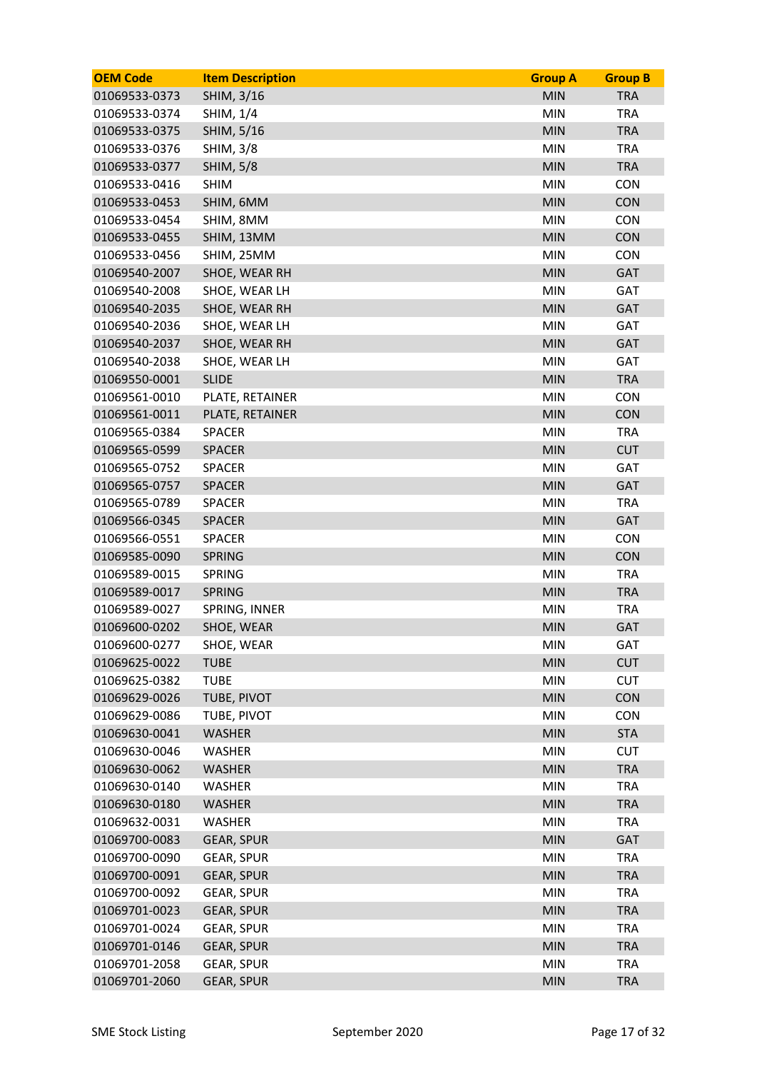| OEM Code | Item Description | Group A | Group B |
|---|---|---|---|
| 01069533-0373 | SHIM, 3/16 | MIN | TRA |
| 01069533-0374 | SHIM, 1/4 | MIN | TRA |
| 01069533-0375 | SHIM, 5/16 | MIN | TRA |
| 01069533-0376 | SHIM, 3/8 | MIN | TRA |
| 01069533-0377 | SHIM, 5/8 | MIN | TRA |
| 01069533-0416 | SHIM | MIN | CON |
| 01069533-0453 | SHIM, 6MM | MIN | CON |
| 01069533-0454 | SHIM, 8MM | MIN | CON |
| 01069533-0455 | SHIM, 13MM | MIN | CON |
| 01069533-0456 | SHIM, 25MM | MIN | CON |
| 01069540-2007 | SHOE, WEAR RH | MIN | GAT |
| 01069540-2008 | SHOE, WEAR LH | MIN | GAT |
| 01069540-2035 | SHOE, WEAR RH | MIN | GAT |
| 01069540-2036 | SHOE, WEAR LH | MIN | GAT |
| 01069540-2037 | SHOE, WEAR RH | MIN | GAT |
| 01069540-2038 | SHOE, WEAR LH | MIN | GAT |
| 01069550-0001 | SLIDE | MIN | TRA |
| 01069561-0010 | PLATE, RETAINER | MIN | CON |
| 01069561-0011 | PLATE, RETAINER | MIN | CON |
| 01069565-0384 | SPACER | MIN | TRA |
| 01069565-0599 | SPACER | MIN | CUT |
| 01069565-0752 | SPACER | MIN | GAT |
| 01069565-0757 | SPACER | MIN | GAT |
| 01069565-0789 | SPACER | MIN | TRA |
| 01069566-0345 | SPACER | MIN | GAT |
| 01069566-0551 | SPACER | MIN | CON |
| 01069585-0090 | SPRING | MIN | CON |
| 01069589-0015 | SPRING | MIN | TRA |
| 01069589-0017 | SPRING | MIN | TRA |
| 01069589-0027 | SPRING, INNER | MIN | TRA |
| 01069600-0202 | SHOE, WEAR | MIN | GAT |
| 01069600-0277 | SHOE, WEAR | MIN | GAT |
| 01069625-0022 | TUBE | MIN | CUT |
| 01069625-0382 | TUBE | MIN | CUT |
| 01069629-0026 | TUBE, PIVOT | MIN | CON |
| 01069629-0086 | TUBE, PIVOT | MIN | CON |
| 01069630-0041 | WASHER | MIN | STA |
| 01069630-0046 | WASHER | MIN | CUT |
| 01069630-0062 | WASHER | MIN | TRA |
| 01069630-0140 | WASHER | MIN | TRA |
| 01069630-0180 | WASHER | MIN | TRA |
| 01069632-0031 | WASHER | MIN | TRA |
| 01069700-0083 | GEAR, SPUR | MIN | GAT |
| 01069700-0090 | GEAR, SPUR | MIN | TRA |
| 01069700-0091 | GEAR, SPUR | MIN | TRA |
| 01069700-0092 | GEAR, SPUR | MIN | TRA |
| 01069701-0023 | GEAR, SPUR | MIN | TRA |
| 01069701-0024 | GEAR, SPUR | MIN | TRA |
| 01069701-0146 | GEAR, SPUR | MIN | TRA |
| 01069701-2058 | GEAR, SPUR | MIN | TRA |
| 01069701-2060 | GEAR, SPUR | MIN | TRA |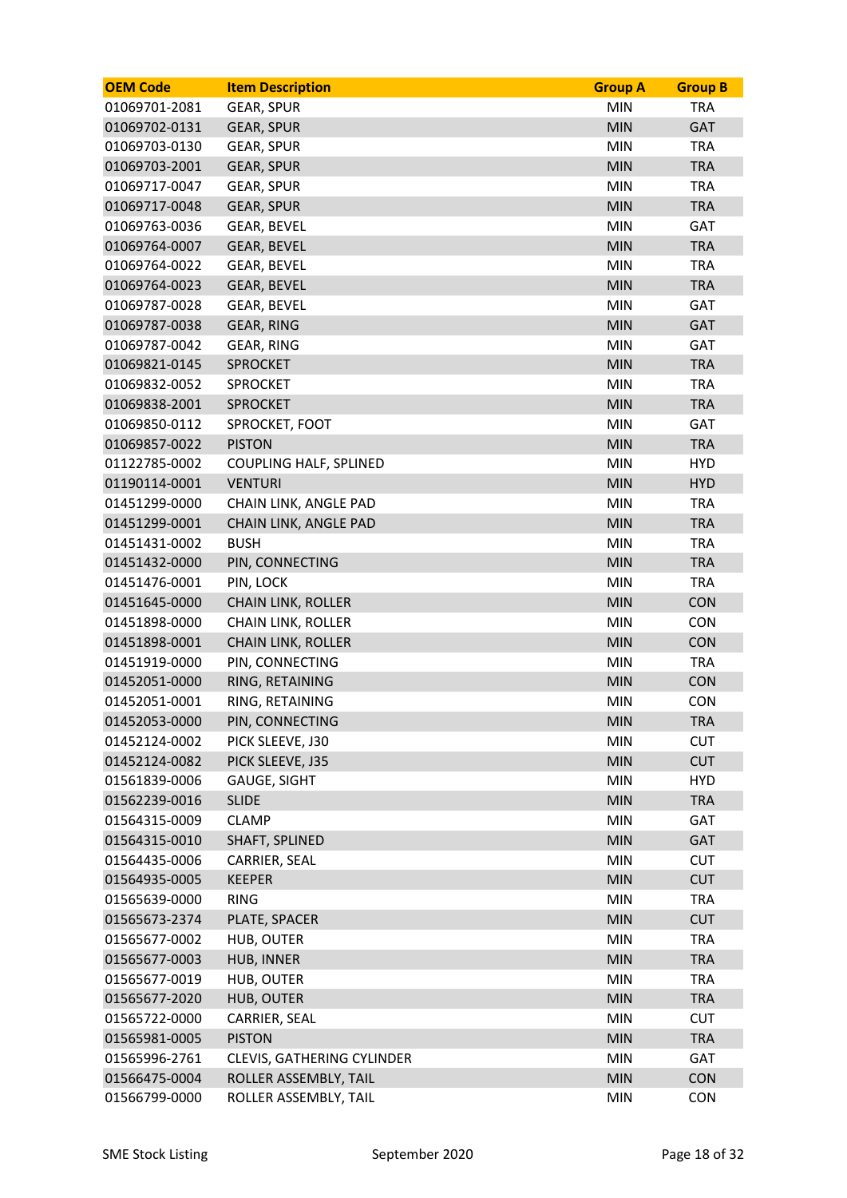| OEM Code | Item Description | Group A | Group B |
|---|---|---|---|
| 01069701-2081 | GEAR, SPUR | MIN | TRA |
| 01069702-0131 | GEAR, SPUR | MIN | GAT |
| 01069703-0130 | GEAR, SPUR | MIN | TRA |
| 01069703-2001 | GEAR, SPUR | MIN | TRA |
| 01069717-0047 | GEAR, SPUR | MIN | TRA |
| 01069717-0048 | GEAR, SPUR | MIN | TRA |
| 01069763-0036 | GEAR, BEVEL | MIN | GAT |
| 01069764-0007 | GEAR, BEVEL | MIN | TRA |
| 01069764-0022 | GEAR, BEVEL | MIN | TRA |
| 01069764-0023 | GEAR, BEVEL | MIN | TRA |
| 01069787-0028 | GEAR, BEVEL | MIN | GAT |
| 01069787-0038 | GEAR, RING | MIN | GAT |
| 01069787-0042 | GEAR, RING | MIN | GAT |
| 01069821-0145 | SPROCKET | MIN | TRA |
| 01069832-0052 | SPROCKET | MIN | TRA |
| 01069838-2001 | SPROCKET | MIN | TRA |
| 01069850-0112 | SPROCKET, FOOT | MIN | GAT |
| 01069857-0022 | PISTON | MIN | TRA |
| 01122785-0002 | COUPLING HALF, SPLINED | MIN | HYD |
| 01190114-0001 | VENTURI | MIN | HYD |
| 01451299-0000 | CHAIN LINK, ANGLE PAD | MIN | TRA |
| 01451299-0001 | CHAIN LINK, ANGLE PAD | MIN | TRA |
| 01451431-0002 | BUSH | MIN | TRA |
| 01451432-0000 | PIN, CONNECTING | MIN | TRA |
| 01451476-0001 | PIN, LOCK | MIN | TRA |
| 01451645-0000 | CHAIN LINK, ROLLER | MIN | CON |
| 01451898-0000 | CHAIN LINK, ROLLER | MIN | CON |
| 01451898-0001 | CHAIN LINK, ROLLER | MIN | CON |
| 01451919-0000 | PIN, CONNECTING | MIN | TRA |
| 01452051-0000 | RING, RETAINING | MIN | CON |
| 01452051-0001 | RING, RETAINING | MIN | CON |
| 01452053-0000 | PIN, CONNECTING | MIN | TRA |
| 01452124-0002 | PICK SLEEVE, J30 | MIN | CUT |
| 01452124-0082 | PICK SLEEVE, J35 | MIN | CUT |
| 01561839-0006 | GAUGE, SIGHT | MIN | HYD |
| 01562239-0016 | SLIDE | MIN | TRA |
| 01564315-0009 | CLAMP | MIN | GAT |
| 01564315-0010 | SHAFT, SPLINED | MIN | GAT |
| 01564435-0006 | CARRIER, SEAL | MIN | CUT |
| 01564935-0005 | KEEPER | MIN | CUT |
| 01565639-0000 | RING | MIN | TRA |
| 01565673-2374 | PLATE, SPACER | MIN | CUT |
| 01565677-0002 | HUB, OUTER | MIN | TRA |
| 01565677-0003 | HUB, INNER | MIN | TRA |
| 01565677-0019 | HUB, OUTER | MIN | TRA |
| 01565677-2020 | HUB, OUTER | MIN | TRA |
| 01565722-0000 | CARRIER, SEAL | MIN | CUT |
| 01565981-0005 | PISTON | MIN | TRA |
| 01565996-2761 | CLEVIS, GATHERING CYLINDER | MIN | GAT |
| 01566475-0004 | ROLLER ASSEMBLY, TAIL | MIN | CON |
| 01566799-0000 | ROLLER ASSEMBLY, TAIL | MIN | CON |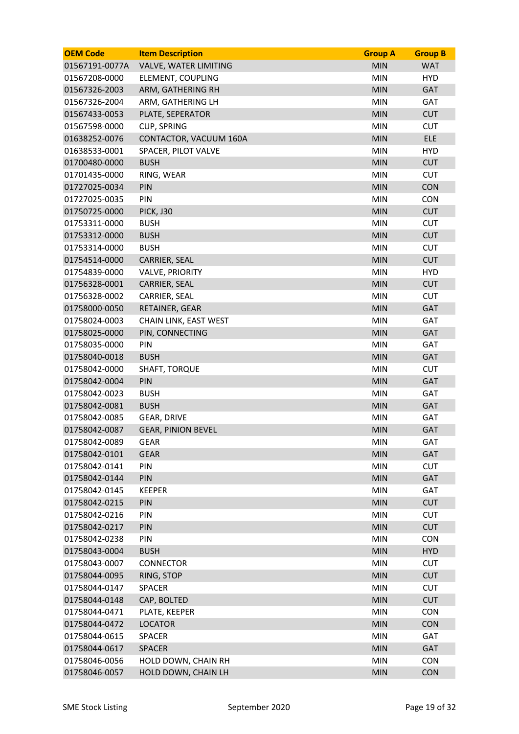| OEM Code | Item Description | Group A | Group B |
| --- | --- | --- | --- |
| 01567191-0077A | VALVE, WATER LIMITING | MIN | WAT |
| 01567208-0000 | ELEMENT, COUPLING | MIN | HYD |
| 01567326-2003 | ARM, GATHERING RH | MIN | GAT |
| 01567326-2004 | ARM, GATHERING LH | MIN | GAT |
| 01567433-0053 | PLATE, SEPERATOR | MIN | CUT |
| 01567598-0000 | CUP, SPRING | MIN | CUT |
| 01638252-0076 | CONTACTOR, VACUUM 160A | MIN | ELE |
| 01638533-0001 | SPACER, PILOT VALVE | MIN | HYD |
| 01700480-0000 | BUSH | MIN | CUT |
| 01701435-0000 | RING, WEAR | MIN | CUT |
| 01727025-0034 | PIN | MIN | CON |
| 01727025-0035 | PIN | MIN | CON |
| 01750725-0000 | PICK, J30 | MIN | CUT |
| 01753311-0000 | BUSH | MIN | CUT |
| 01753312-0000 | BUSH | MIN | CUT |
| 01753314-0000 | BUSH | MIN | CUT |
| 01754514-0000 | CARRIER, SEAL | MIN | CUT |
| 01754839-0000 | VALVE, PRIORITY | MIN | HYD |
| 01756328-0001 | CARRIER, SEAL | MIN | CUT |
| 01756328-0002 | CARRIER, SEAL | MIN | CUT |
| 01758000-0050 | RETAINER, GEAR | MIN | GAT |
| 01758024-0003 | CHAIN LINK, EAST WEST | MIN | GAT |
| 01758025-0000 | PIN, CONNECTING | MIN | GAT |
| 01758035-0000 | PIN | MIN | GAT |
| 01758040-0018 | BUSH | MIN | GAT |
| 01758042-0000 | SHAFT, TORQUE | MIN | CUT |
| 01758042-0004 | PIN | MIN | GAT |
| 01758042-0023 | BUSH | MIN | GAT |
| 01758042-0081 | BUSH | MIN | GAT |
| 01758042-0085 | GEAR, DRIVE | MIN | GAT |
| 01758042-0087 | GEAR, PINION BEVEL | MIN | GAT |
| 01758042-0089 | GEAR | MIN | GAT |
| 01758042-0101 | GEAR | MIN | GAT |
| 01758042-0141 | PIN | MIN | CUT |
| 01758042-0144 | PIN | MIN | GAT |
| 01758042-0145 | KEEPER | MIN | GAT |
| 01758042-0215 | PIN | MIN | CUT |
| 01758042-0216 | PIN | MIN | CUT |
| 01758042-0217 | PIN | MIN | CUT |
| 01758042-0238 | PIN | MIN | CON |
| 01758043-0004 | BUSH | MIN | HYD |
| 01758043-0007 | CONNECTOR | MIN | CUT |
| 01758044-0095 | RING, STOP | MIN | CUT |
| 01758044-0147 | SPACER | MIN | CUT |
| 01758044-0148 | CAP, BOLTED | MIN | CUT |
| 01758044-0471 | PLATE, KEEPER | MIN | CON |
| 01758044-0472 | LOCATOR | MIN | CON |
| 01758044-0615 | SPACER | MIN | GAT |
| 01758044-0617 | SPACER | MIN | GAT |
| 01758046-0056 | HOLD DOWN, CHAIN RH | MIN | CON |
| 01758046-0057 | HOLD DOWN, CHAIN LH | MIN | CON |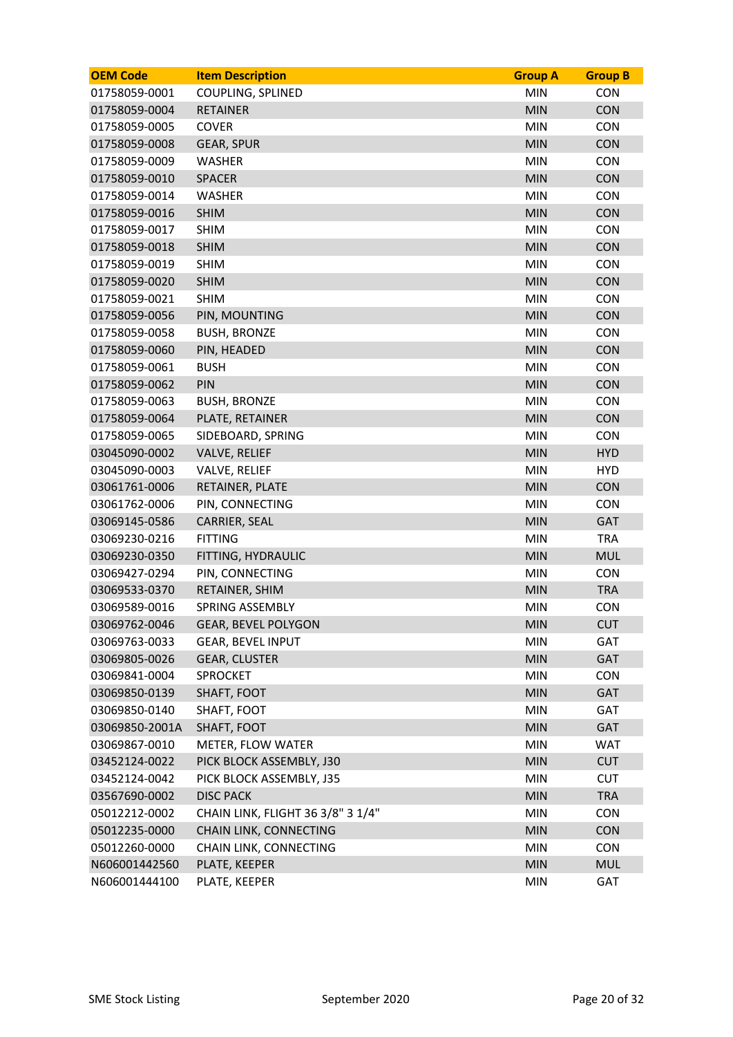| OEM Code | Item Description | Group A | Group B |
|---|---|---|---|
| 01758059-0001 | COUPLING, SPLINED | MIN | CON |
| 01758059-0004 | RETAINER | MIN | CON |
| 01758059-0005 | COVER | MIN | CON |
| 01758059-0008 | GEAR, SPUR | MIN | CON |
| 01758059-0009 | WASHER | MIN | CON |
| 01758059-0010 | SPACER | MIN | CON |
| 01758059-0014 | WASHER | MIN | CON |
| 01758059-0016 | SHIM | MIN | CON |
| 01758059-0017 | SHIM | MIN | CON |
| 01758059-0018 | SHIM | MIN | CON |
| 01758059-0019 | SHIM | MIN | CON |
| 01758059-0020 | SHIM | MIN | CON |
| 01758059-0021 | SHIM | MIN | CON |
| 01758059-0056 | PIN, MOUNTING | MIN | CON |
| 01758059-0058 | BUSH, BRONZE | MIN | CON |
| 01758059-0060 | PIN, HEADED | MIN | CON |
| 01758059-0061 | BUSH | MIN | CON |
| 01758059-0062 | PIN | MIN | CON |
| 01758059-0063 | BUSH, BRONZE | MIN | CON |
| 01758059-0064 | PLATE, RETAINER | MIN | CON |
| 01758059-0065 | SIDEBOARD, SPRING | MIN | CON |
| 03045090-0002 | VALVE, RELIEF | MIN | HYD |
| 03045090-0003 | VALVE, RELIEF | MIN | HYD |
| 03061761-0006 | RETAINER, PLATE | MIN | CON |
| 03061762-0006 | PIN, CONNECTING | MIN | CON |
| 03069145-0586 | CARRIER, SEAL | MIN | GAT |
| 03069230-0216 | FITTING | MIN | TRA |
| 03069230-0350 | FITTING, HYDRAULIC | MIN | MUL |
| 03069427-0294 | PIN, CONNECTING | MIN | CON |
| 03069533-0370 | RETAINER, SHIM | MIN | TRA |
| 03069589-0016 | SPRING ASSEMBLY | MIN | CON |
| 03069762-0046 | GEAR, BEVEL POLYGON | MIN | CUT |
| 03069763-0033 | GEAR, BEVEL INPUT | MIN | GAT |
| 03069805-0026 | GEAR, CLUSTER | MIN | GAT |
| 03069841-0004 | SPROCKET | MIN | CON |
| 03069850-0139 | SHAFT, FOOT | MIN | GAT |
| 03069850-0140 | SHAFT, FOOT | MIN | GAT |
| 03069850-2001A | SHAFT, FOOT | MIN | GAT |
| 03069867-0010 | METER, FLOW WATER | MIN | WAT |
| 03452124-0022 | PICK BLOCK ASSEMBLY, J30 | MIN | CUT |
| 03452124-0042 | PICK BLOCK ASSEMBLY, J35 | MIN | CUT |
| 03567690-0002 | DISC PACK | MIN | TRA |
| 05012212-0002 | CHAIN LINK, FLIGHT 36 3/8" 3 1/4" | MIN | CON |
| 05012235-0000 | CHAIN LINK, CONNECTING | MIN | CON |
| 05012260-0000 | CHAIN LINK, CONNECTING | MIN | CON |
| N606001442560 | PLATE, KEEPER | MIN | MUL |
| N606001444100 | PLATE, KEEPER | MIN | GAT |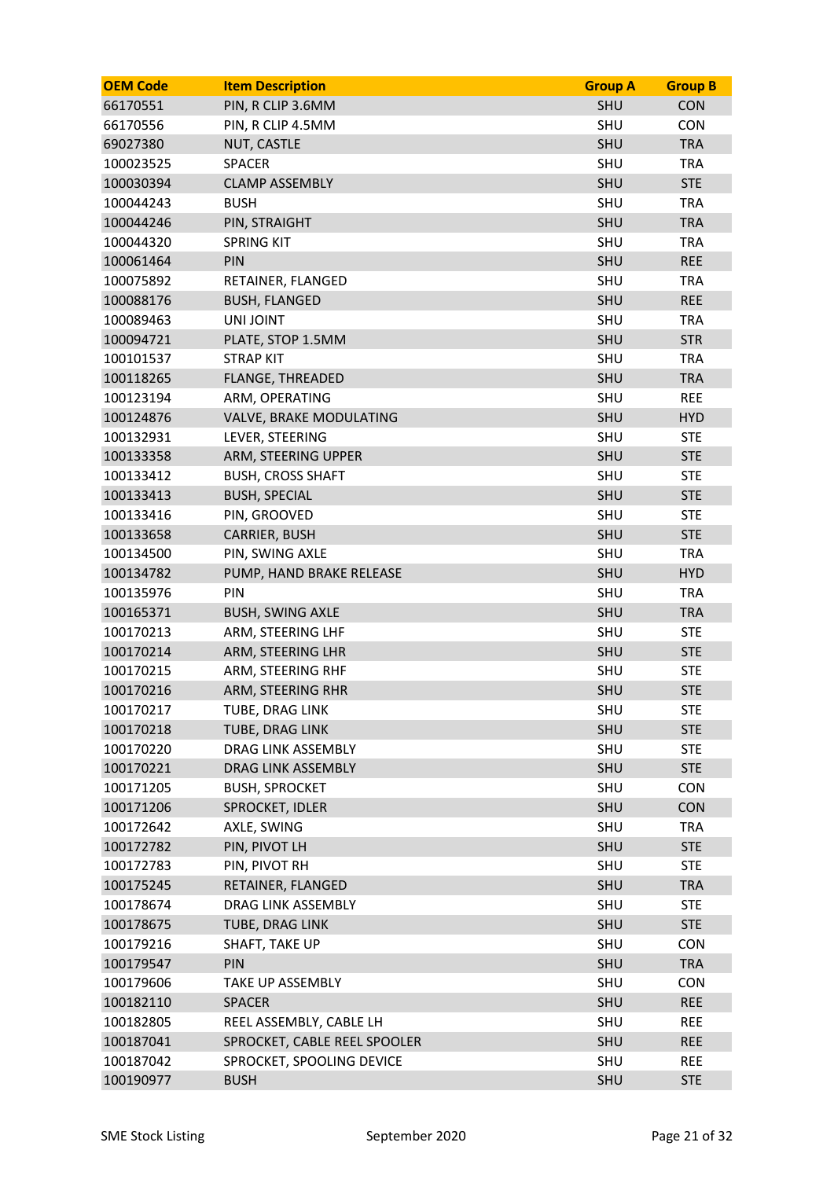| OEM Code | Item Description | Group A | Group B |
|---|---|---|---|
| 66170551 | PIN, R CLIP 3.6MM | SHU | CON |
| 66170556 | PIN, R CLIP 4.5MM | SHU | CON |
| 69027380 | NUT, CASTLE | SHU | TRA |
| 100023525 | SPACER | SHU | TRA |
| 100030394 | CLAMP ASSEMBLY | SHU | STE |
| 100044243 | BUSH | SHU | TRA |
| 100044246 | PIN, STRAIGHT | SHU | TRA |
| 100044320 | SPRING KIT | SHU | TRA |
| 100061464 | PIN | SHU | REE |
| 100075892 | RETAINER, FLANGED | SHU | TRA |
| 100088176 | BUSH, FLANGED | SHU | REE |
| 100089463 | UNI JOINT | SHU | TRA |
| 100094721 | PLATE, STOP 1.5MM | SHU | STR |
| 100101537 | STRAP KIT | SHU | TRA |
| 100118265 | FLANGE, THREADED | SHU | TRA |
| 100123194 | ARM, OPERATING | SHU | REE |
| 100124876 | VALVE, BRAKE MODULATING | SHU | HYD |
| 100132931 | LEVER, STEERING | SHU | STE |
| 100133358 | ARM, STEERING UPPER | SHU | STE |
| 100133412 | BUSH, CROSS SHAFT | SHU | STE |
| 100133413 | BUSH, SPECIAL | SHU | STE |
| 100133416 | PIN, GROOVED | SHU | STE |
| 100133658 | CARRIER, BUSH | SHU | STE |
| 100134500 | PIN, SWING AXLE | SHU | TRA |
| 100134782 | PUMP, HAND BRAKE RELEASE | SHU | HYD |
| 100135976 | PIN | SHU | TRA |
| 100165371 | BUSH, SWING AXLE | SHU | TRA |
| 100170213 | ARM, STEERING LHF | SHU | STE |
| 100170214 | ARM, STEERING LHR | SHU | STE |
| 100170215 | ARM, STEERING RHF | SHU | STE |
| 100170216 | ARM, STEERING RHR | SHU | STE |
| 100170217 | TUBE, DRAG LINK | SHU | STE |
| 100170218 | TUBE, DRAG LINK | SHU | STE |
| 100170220 | DRAG LINK ASSEMBLY | SHU | STE |
| 100170221 | DRAG LINK ASSEMBLY | SHU | STE |
| 100171205 | BUSH, SPROCKET | SHU | CON |
| 100171206 | SPROCKET, IDLER | SHU | CON |
| 100172642 | AXLE, SWING | SHU | TRA |
| 100172782 | PIN, PIVOT LH | SHU | STE |
| 100172783 | PIN, PIVOT RH | SHU | STE |
| 100175245 | RETAINER, FLANGED | SHU | TRA |
| 100178674 | DRAG LINK ASSEMBLY | SHU | STE |
| 100178675 | TUBE, DRAG LINK | SHU | STE |
| 100179216 | SHAFT, TAKE UP | SHU | CON |
| 100179547 | PIN | SHU | TRA |
| 100179606 | TAKE UP ASSEMBLY | SHU | CON |
| 100182110 | SPACER | SHU | REE |
| 100182805 | REEL ASSEMBLY, CABLE LH | SHU | REE |
| 100187041 | SPROCKET, CABLE REEL SPOOLER | SHU | REE |
| 100187042 | SPROCKET, SPOOLING DEVICE | SHU | REE |
| 100190977 | BUSH | SHU | STE |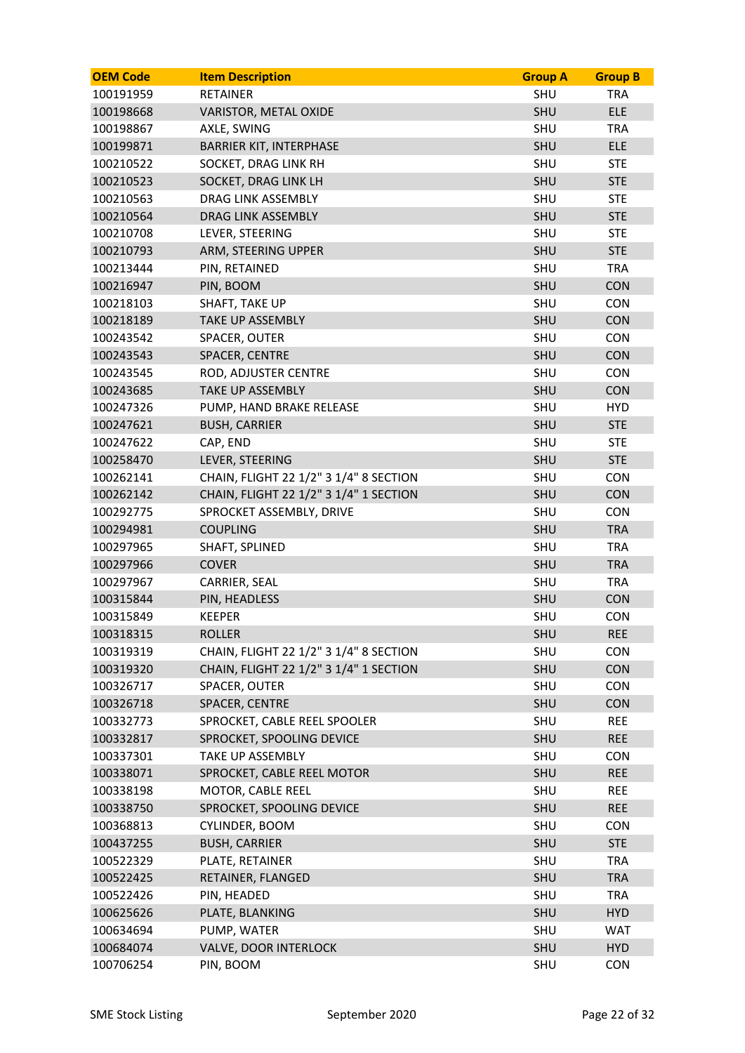| OEM Code | Item Description | Group A | Group B |
|---|---|---|---|
| 100191959 | RETAINER | SHU | TRA |
| 100198668 | VARISTOR, METAL OXIDE | SHU | ELE |
| 100198867 | AXLE, SWING | SHU | TRA |
| 100199871 | BARRIER KIT, INTERPHASE | SHU | ELE |
| 100210522 | SOCKET, DRAG LINK RH | SHU | STE |
| 100210523 | SOCKET, DRAG LINK LH | SHU | STE |
| 100210563 | DRAG LINK ASSEMBLY | SHU | STE |
| 100210564 | DRAG LINK ASSEMBLY | SHU | STE |
| 100210708 | LEVER, STEERING | SHU | STE |
| 100210793 | ARM, STEERING UPPER | SHU | STE |
| 100213444 | PIN, RETAINED | SHU | TRA |
| 100216947 | PIN, BOOM | SHU | CON |
| 100218103 | SHAFT, TAKE UP | SHU | CON |
| 100218189 | TAKE UP ASSEMBLY | SHU | CON |
| 100243542 | SPACER, OUTER | SHU | CON |
| 100243543 | SPACER, CENTRE | SHU | CON |
| 100243545 | ROD, ADJUSTER CENTRE | SHU | CON |
| 100243685 | TAKE UP ASSEMBLY | SHU | CON |
| 100247326 | PUMP, HAND BRAKE RELEASE | SHU | HYD |
| 100247621 | BUSH, CARRIER | SHU | STE |
| 100247622 | CAP, END | SHU | STE |
| 100258470 | LEVER, STEERING | SHU | STE |
| 100262141 | CHAIN, FLIGHT 22 1/2" 3 1/4" 8 SECTION | SHU | CON |
| 100262142 | CHAIN, FLIGHT 22 1/2" 3 1/4" 1 SECTION | SHU | CON |
| 100292775 | SPROCKET ASSEMBLY, DRIVE | SHU | CON |
| 100294981 | COUPLING | SHU | TRA |
| 100297965 | SHAFT, SPLINED | SHU | TRA |
| 100297966 | COVER | SHU | TRA |
| 100297967 | CARRIER, SEAL | SHU | TRA |
| 100315844 | PIN, HEADLESS | SHU | CON |
| 100315849 | KEEPER | SHU | CON |
| 100318315 | ROLLER | SHU | REE |
| 100319319 | CHAIN, FLIGHT 22 1/2" 3 1/4" 8 SECTION | SHU | CON |
| 100319320 | CHAIN, FLIGHT 22 1/2" 3 1/4" 1 SECTION | SHU | CON |
| 100326717 | SPACER, OUTER | SHU | CON |
| 100326718 | SPACER, CENTRE | SHU | CON |
| 100332773 | SPROCKET, CABLE REEL SPOOLER | SHU | REE |
| 100332817 | SPROCKET, SPOOLING DEVICE | SHU | REE |
| 100337301 | TAKE UP ASSEMBLY | SHU | CON |
| 100338071 | SPROCKET, CABLE REEL MOTOR | SHU | REE |
| 100338198 | MOTOR, CABLE REEL | SHU | REE |
| 100338750 | SPROCKET, SPOOLING DEVICE | SHU | REE |
| 100368813 | CYLINDER, BOOM | SHU | CON |
| 100437255 | BUSH, CARRIER | SHU | STE |
| 100522329 | PLATE, RETAINER | SHU | TRA |
| 100522425 | RETAINER, FLANGED | SHU | TRA |
| 100522426 | PIN, HEADED | SHU | TRA |
| 100625626 | PLATE, BLANKING | SHU | HYD |
| 100634694 | PUMP, WATER | SHU | WAT |
| 100684074 | VALVE, DOOR INTERLOCK | SHU | HYD |
| 100706254 | PIN, BOOM | SHU | CON |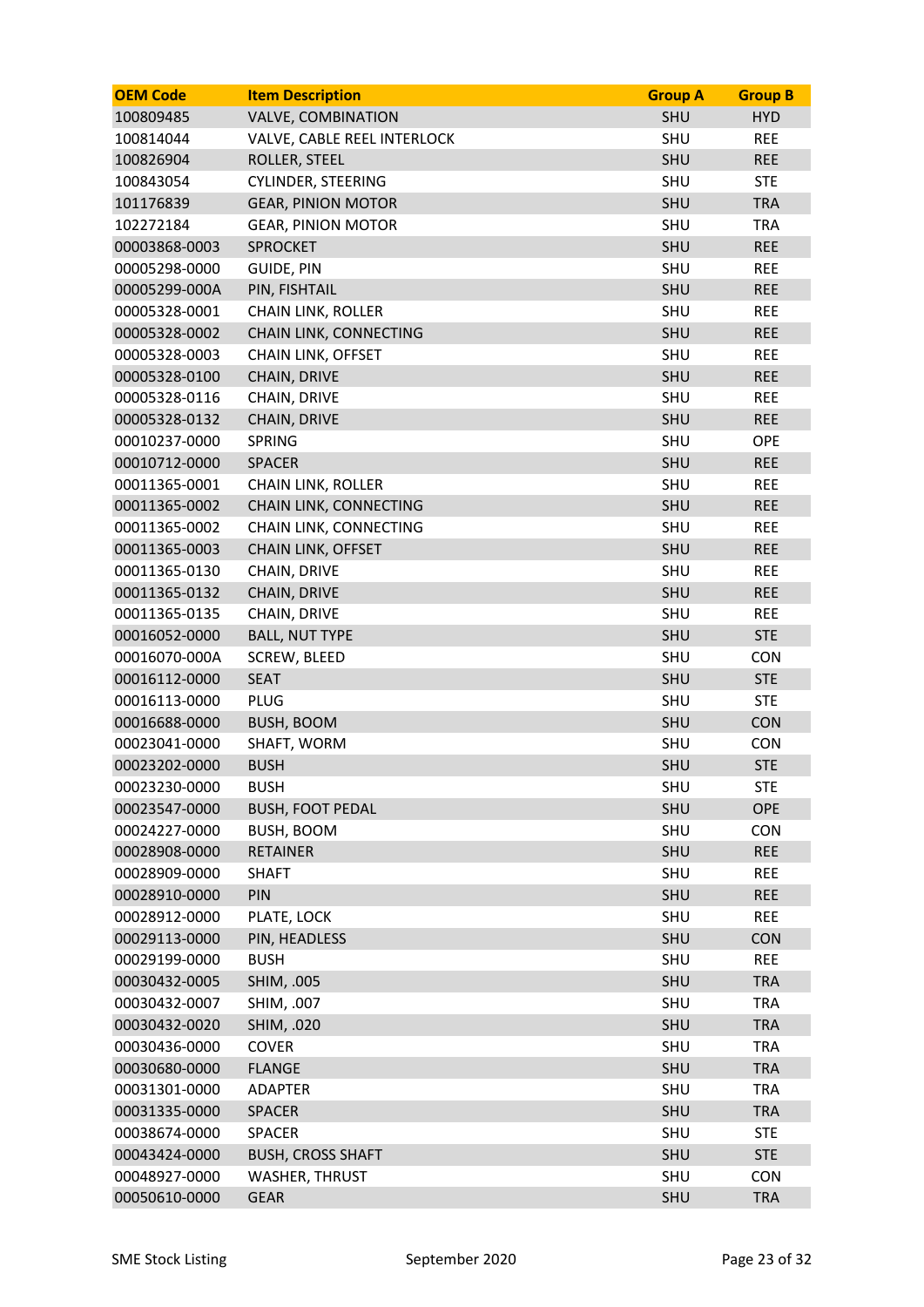| OEM Code | Item Description | Group A | Group B |
|---|---|---|---|
| 100809485 | VALVE, COMBINATION | SHU | HYD |
| 100814044 | VALVE, CABLE REEL INTERLOCK | SHU | REE |
| 100826904 | ROLLER, STEEL | SHU | REE |
| 100843054 | CYLINDER, STEERING | SHU | STE |
| 101176839 | GEAR, PINION MOTOR | SHU | TRA |
| 102272184 | GEAR, PINION MOTOR | SHU | TRA |
| 00003868-0003 | SPROCKET | SHU | REE |
| 00005298-0000 | GUIDE, PIN | SHU | REE |
| 00005299-000A | PIN, FISHTAIL | SHU | REE |
| 00005328-0001 | CHAIN LINK, ROLLER | SHU | REE |
| 00005328-0002 | CHAIN LINK, CONNECTING | SHU | REE |
| 00005328-0003 | CHAIN LINK, OFFSET | SHU | REE |
| 00005328-0100 | CHAIN, DRIVE | SHU | REE |
| 00005328-0116 | CHAIN, DRIVE | SHU | REE |
| 00005328-0132 | CHAIN, DRIVE | SHU | REE |
| 00010237-0000 | SPRING | SHU | OPE |
| 00010712-0000 | SPACER | SHU | REE |
| 00011365-0001 | CHAIN LINK, ROLLER | SHU | REE |
| 00011365-0002 | CHAIN LINK, CONNECTING | SHU | REE |
| 00011365-0002 | CHAIN LINK, CONNECTING | SHU | REE |
| 00011365-0003 | CHAIN LINK, OFFSET | SHU | REE |
| 00011365-0130 | CHAIN, DRIVE | SHU | REE |
| 00011365-0132 | CHAIN, DRIVE | SHU | REE |
| 00011365-0135 | CHAIN, DRIVE | SHU | REE |
| 00016052-0000 | BALL, NUT TYPE | SHU | STE |
| 00016070-000A | SCREW, BLEED | SHU | CON |
| 00016112-0000 | SEAT | SHU | STE |
| 00016113-0000 | PLUG | SHU | STE |
| 00016688-0000 | BUSH, BOOM | SHU | CON |
| 00023041-0000 | SHAFT, WORM | SHU | CON |
| 00023202-0000 | BUSH | SHU | STE |
| 00023230-0000 | BUSH | SHU | STE |
| 00023547-0000 | BUSH, FOOT PEDAL | SHU | OPE |
| 00024227-0000 | BUSH, BOOM | SHU | CON |
| 00028908-0000 | RETAINER | SHU | REE |
| 00028909-0000 | SHAFT | SHU | REE |
| 00028910-0000 | PIN | SHU | REE |
| 00028912-0000 | PLATE, LOCK | SHU | REE |
| 00029113-0000 | PIN, HEADLESS | SHU | CON |
| 00029199-0000 | BUSH | SHU | REE |
| 00030432-0005 | SHIM, .005 | SHU | TRA |
| 00030432-0007 | SHIM, .007 | SHU | TRA |
| 00030432-0020 | SHIM, .020 | SHU | TRA |
| 00030436-0000 | COVER | SHU | TRA |
| 00030680-0000 | FLANGE | SHU | TRA |
| 00031301-0000 | ADAPTER | SHU | TRA |
| 00031335-0000 | SPACER | SHU | TRA |
| 00038674-0000 | SPACER | SHU | STE |
| 00043424-0000 | BUSH, CROSS SHAFT | SHU | STE |
| 00048927-0000 | WASHER, THRUST | SHU | CON |
| 00050610-0000 | GEAR | SHU | TRA |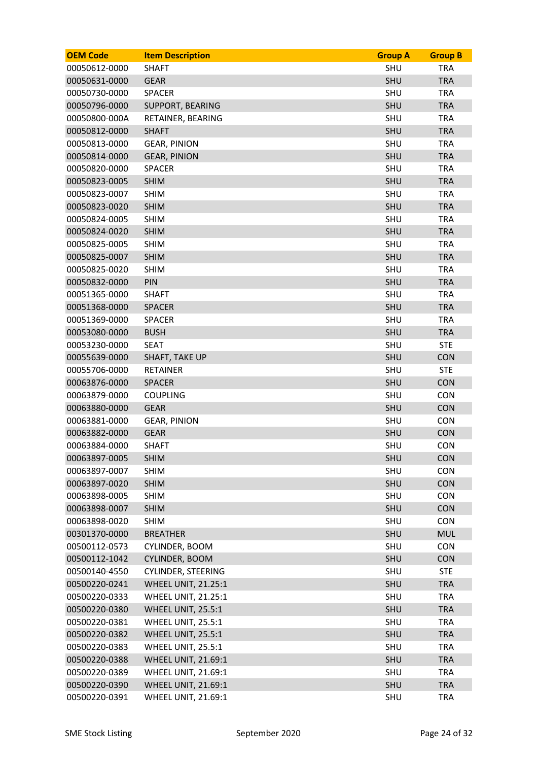| OEM Code | Item Description | Group A | Group B |
| --- | --- | --- | --- |
| 00050612-0000 | SHAFT | SHU | TRA |
| 00050631-0000 | GEAR | SHU | TRA |
| 00050730-0000 | SPACER | SHU | TRA |
| 00050796-0000 | SUPPORT, BEARING | SHU | TRA |
| 00050800-000A | RETAINER, BEARING | SHU | TRA |
| 00050812-0000 | SHAFT | SHU | TRA |
| 00050813-0000 | GEAR, PINION | SHU | TRA |
| 00050814-0000 | GEAR, PINION | SHU | TRA |
| 00050820-0000 | SPACER | SHU | TRA |
| 00050823-0005 | SHIM | SHU | TRA |
| 00050823-0007 | SHIM | SHU | TRA |
| 00050823-0020 | SHIM | SHU | TRA |
| 00050824-0005 | SHIM | SHU | TRA |
| 00050824-0020 | SHIM | SHU | TRA |
| 00050825-0005 | SHIM | SHU | TRA |
| 00050825-0007 | SHIM | SHU | TRA |
| 00050825-0020 | SHIM | SHU | TRA |
| 00050832-0000 | PIN | SHU | TRA |
| 00051365-0000 | SHAFT | SHU | TRA |
| 00051368-0000 | SPACER | SHU | TRA |
| 00051369-0000 | SPACER | SHU | TRA |
| 00053080-0000 | BUSH | SHU | TRA |
| 00053230-0000 | SEAT | SHU | STE |
| 00055639-0000 | SHAFT, TAKE UP | SHU | CON |
| 00055706-0000 | RETAINER | SHU | STE |
| 00063876-0000 | SPACER | SHU | CON |
| 00063879-0000 | COUPLING | SHU | CON |
| 00063880-0000 | GEAR | SHU | CON |
| 00063881-0000 | GEAR, PINION | SHU | CON |
| 00063882-0000 | GEAR | SHU | CON |
| 00063884-0000 | SHAFT | SHU | CON |
| 00063897-0005 | SHIM | SHU | CON |
| 00063897-0007 | SHIM | SHU | CON |
| 00063897-0020 | SHIM | SHU | CON |
| 00063898-0005 | SHIM | SHU | CON |
| 00063898-0007 | SHIM | SHU | CON |
| 00063898-0020 | SHIM | SHU | CON |
| 00301370-0000 | BREATHER | SHU | MUL |
| 00500112-0573 | CYLINDER, BOOM | SHU | CON |
| 00500112-1042 | CYLINDER, BOOM | SHU | CON |
| 00500140-4550 | CYLINDER, STEERING | SHU | STE |
| 00500220-0241 | WHEEL UNIT, 21.25:1 | SHU | TRA |
| 00500220-0333 | WHEEL UNIT, 21.25:1 | SHU | TRA |
| 00500220-0380 | WHEEL UNIT, 25.5:1 | SHU | TRA |
| 00500220-0381 | WHEEL UNIT, 25.5:1 | SHU | TRA |
| 00500220-0382 | WHEEL UNIT, 25.5:1 | SHU | TRA |
| 00500220-0383 | WHEEL UNIT, 25.5:1 | SHU | TRA |
| 00500220-0388 | WHEEL UNIT, 21.69:1 | SHU | TRA |
| 00500220-0389 | WHEEL UNIT, 21.69:1 | SHU | TRA |
| 00500220-0390 | WHEEL UNIT, 21.69:1 | SHU | TRA |
| 00500220-0391 | WHEEL UNIT, 21.69:1 | SHU | TRA |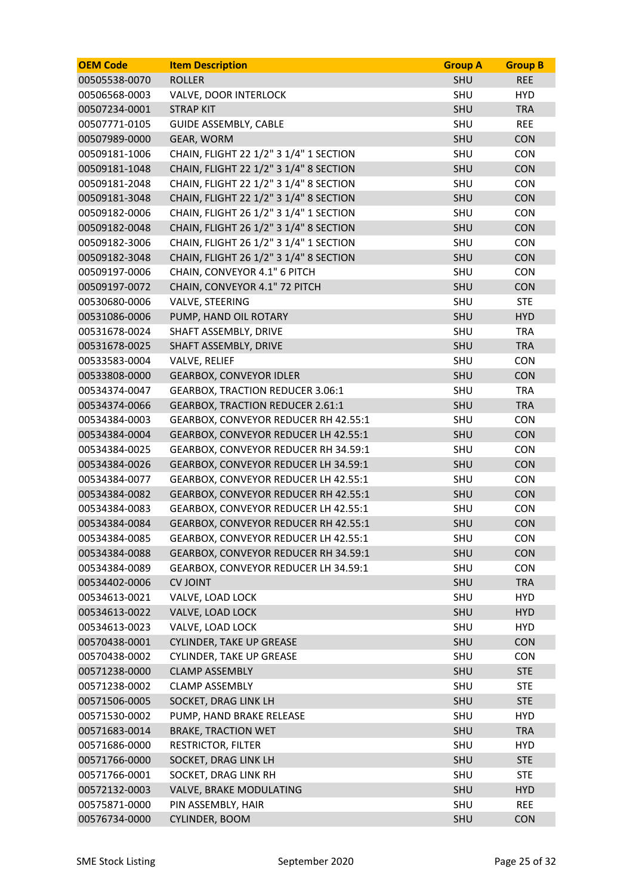| OEM Code | Item Description | Group A | Group B |
| --- | --- | --- | --- |
| 00505538-0070 | ROLLER | SHU | REE |
| 00506568-0003 | VALVE, DOOR INTERLOCK | SHU | HYD |
| 00507234-0001 | STRAP KIT | SHU | TRA |
| 00507771-0105 | GUIDE ASSEMBLY, CABLE | SHU | REE |
| 00507989-0000 | GEAR, WORM | SHU | CON |
| 00509181-1006 | CHAIN, FLIGHT 22 1/2" 3 1/4" 1 SECTION | SHU | CON |
| 00509181-1048 | CHAIN, FLIGHT 22 1/2" 3 1/4" 8 SECTION | SHU | CON |
| 00509181-2048 | CHAIN, FLIGHT 22 1/2" 3 1/4" 8 SECTION | SHU | CON |
| 00509181-3048 | CHAIN, FLIGHT 22 1/2" 3 1/4" 8 SECTION | SHU | CON |
| 00509182-0006 | CHAIN, FLIGHT 26 1/2" 3 1/4" 1 SECTION | SHU | CON |
| 00509182-0048 | CHAIN, FLIGHT 26 1/2" 3 1/4" 8 SECTION | SHU | CON |
| 00509182-3006 | CHAIN, FLIGHT 26 1/2" 3 1/4" 1 SECTION | SHU | CON |
| 00509182-3048 | CHAIN, FLIGHT 26 1/2" 3 1/4" 8 SECTION | SHU | CON |
| 00509197-0006 | CHAIN, CONVEYOR 4.1" 6 PITCH | SHU | CON |
| 00509197-0072 | CHAIN, CONVEYOR 4.1" 72 PITCH | SHU | CON |
| 00530680-0006 | VALVE, STEERING | SHU | STE |
| 00531086-0006 | PUMP, HAND OIL ROTARY | SHU | HYD |
| 00531678-0024 | SHAFT ASSEMBLY, DRIVE | SHU | TRA |
| 00531678-0025 | SHAFT ASSEMBLY, DRIVE | SHU | TRA |
| 00533583-0004 | VALVE, RELIEF | SHU | CON |
| 00533808-0000 | GEARBOX, CONVEYOR IDLER | SHU | CON |
| 00534374-0047 | GEARBOX, TRACTION REDUCER 3.06:1 | SHU | TRA |
| 00534374-0066 | GEARBOX, TRACTION REDUCER 2.61:1 | SHU | TRA |
| 00534384-0003 | GEARBOX, CONVEYOR REDUCER RH 42.55:1 | SHU | CON |
| 00534384-0004 | GEARBOX, CONVEYOR REDUCER LH 42.55:1 | SHU | CON |
| 00534384-0025 | GEARBOX, CONVEYOR REDUCER RH 34.59:1 | SHU | CON |
| 00534384-0026 | GEARBOX, CONVEYOR REDUCER LH 34.59:1 | SHU | CON |
| 00534384-0077 | GEARBOX, CONVEYOR REDUCER LH 42.55:1 | SHU | CON |
| 00534384-0082 | GEARBOX, CONVEYOR REDUCER RH 42.55:1 | SHU | CON |
| 00534384-0083 | GEARBOX, CONVEYOR REDUCER LH 42.55:1 | SHU | CON |
| 00534384-0084 | GEARBOX, CONVEYOR REDUCER RH 42.55:1 | SHU | CON |
| 00534384-0085 | GEARBOX, CONVEYOR REDUCER LH 42.55:1 | SHU | CON |
| 00534384-0088 | GEARBOX, CONVEYOR REDUCER RH 34.59:1 | SHU | CON |
| 00534384-0089 | GEARBOX, CONVEYOR REDUCER LH 34.59:1 | SHU | CON |
| 00534402-0006 | CV JOINT | SHU | TRA |
| 00534613-0021 | VALVE, LOAD LOCK | SHU | HYD |
| 00534613-0022 | VALVE, LOAD LOCK | SHU | HYD |
| 00534613-0023 | VALVE, LOAD LOCK | SHU | HYD |
| 00570438-0001 | CYLINDER, TAKE UP GREASE | SHU | CON |
| 00570438-0002 | CYLINDER, TAKE UP GREASE | SHU | CON |
| 00571238-0000 | CLAMP ASSEMBLY | SHU | STE |
| 00571238-0002 | CLAMP ASSEMBLY | SHU | STE |
| 00571506-0005 | SOCKET, DRAG LINK LH | SHU | STE |
| 00571530-0002 | PUMP, HAND BRAKE RELEASE | SHU | HYD |
| 00571683-0014 | BRAKE, TRACTION WET | SHU | TRA |
| 00571686-0000 | RESTRICTOR, FILTER | SHU | HYD |
| 00571766-0000 | SOCKET, DRAG LINK LH | SHU | STE |
| 00571766-0001 | SOCKET, DRAG LINK RH | SHU | STE |
| 00572132-0003 | VALVE, BRAKE MODULATING | SHU | HYD |
| 00575871-0000 | PIN ASSEMBLY, HAIR | SHU | REE |
| 00576734-0000 | CYLINDER, BOOM | SHU | CON |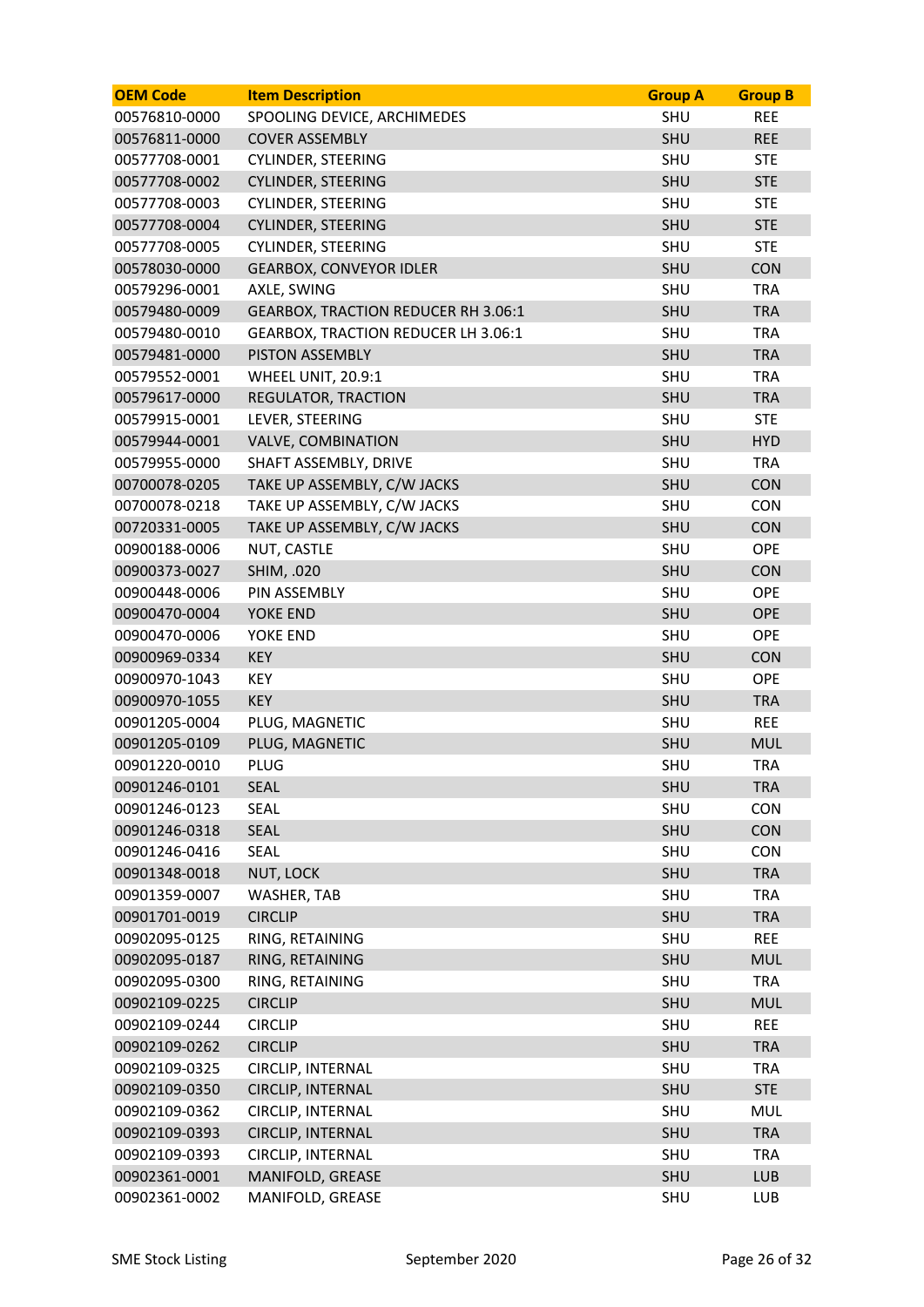| OEM Code | Item Description | Group A | Group B |
|---|---|---|---|
| 00576810-0000 | SPOOLING DEVICE, ARCHIMEDES | SHU | REE |
| 00576811-0000 | COVER ASSEMBLY | SHU | REE |
| 00577708-0001 | CYLINDER, STEERING | SHU | STE |
| 00577708-0002 | CYLINDER, STEERING | SHU | STE |
| 00577708-0003 | CYLINDER, STEERING | SHU | STE |
| 00577708-0004 | CYLINDER, STEERING | SHU | STE |
| 00577708-0005 | CYLINDER, STEERING | SHU | STE |
| 00578030-0000 | GEARBOX, CONVEYOR IDLER | SHU | CON |
| 00579296-0001 | AXLE, SWING | SHU | TRA |
| 00579480-0009 | GEARBOX, TRACTION REDUCER RH 3.06:1 | SHU | TRA |
| 00579480-0010 | GEARBOX, TRACTION REDUCER LH 3.06:1 | SHU | TRA |
| 00579481-0000 | PISTON ASSEMBLY | SHU | TRA |
| 00579552-0001 | WHEEL UNIT, 20.9:1 | SHU | TRA |
| 00579617-0000 | REGULATOR, TRACTION | SHU | TRA |
| 00579915-0001 | LEVER, STEERING | SHU | STE |
| 00579944-0001 | VALVE, COMBINATION | SHU | HYD |
| 00579955-0000 | SHAFT ASSEMBLY, DRIVE | SHU | TRA |
| 00700078-0205 | TAKE UP ASSEMBLY, C/W JACKS | SHU | CON |
| 00700078-0218 | TAKE UP ASSEMBLY, C/W JACKS | SHU | CON |
| 00720331-0005 | TAKE UP ASSEMBLY, C/W JACKS | SHU | CON |
| 00900188-0006 | NUT, CASTLE | SHU | OPE |
| 00900373-0027 | SHIM, .020 | SHU | CON |
| 00900448-0006 | PIN ASSEMBLY | SHU | OPE |
| 00900470-0004 | YOKE END | SHU | OPE |
| 00900470-0006 | YOKE END | SHU | OPE |
| 00900969-0334 | KEY | SHU | CON |
| 00900970-1043 | KEY | SHU | OPE |
| 00900970-1055 | KEY | SHU | TRA |
| 00901205-0004 | PLUG, MAGNETIC | SHU | REE |
| 00901205-0109 | PLUG, MAGNETIC | SHU | MUL |
| 00901220-0010 | PLUG | SHU | TRA |
| 00901246-0101 | SEAL | SHU | TRA |
| 00901246-0123 | SEAL | SHU | CON |
| 00901246-0318 | SEAL | SHU | CON |
| 00901246-0416 | SEAL | SHU | CON |
| 00901348-0018 | NUT, LOCK | SHU | TRA |
| 00901359-0007 | WASHER, TAB | SHU | TRA |
| 00901701-0019 | CIRCLIP | SHU | TRA |
| 00902095-0125 | RING, RETAINING | SHU | REE |
| 00902095-0187 | RING, RETAINING | SHU | MUL |
| 00902095-0300 | RING, RETAINING | SHU | TRA |
| 00902109-0225 | CIRCLIP | SHU | MUL |
| 00902109-0244 | CIRCLIP | SHU | REE |
| 00902109-0262 | CIRCLIP | SHU | TRA |
| 00902109-0325 | CIRCLIP, INTERNAL | SHU | TRA |
| 00902109-0350 | CIRCLIP, INTERNAL | SHU | STE |
| 00902109-0362 | CIRCLIP, INTERNAL | SHU | MUL |
| 00902109-0393 | CIRCLIP, INTERNAL | SHU | TRA |
| 00902109-0393 | CIRCLIP, INTERNAL | SHU | TRA |
| 00902361-0001 | MANIFOLD, GREASE | SHU | LUB |
| 00902361-0002 | MANIFOLD, GREASE | SHU | LUB |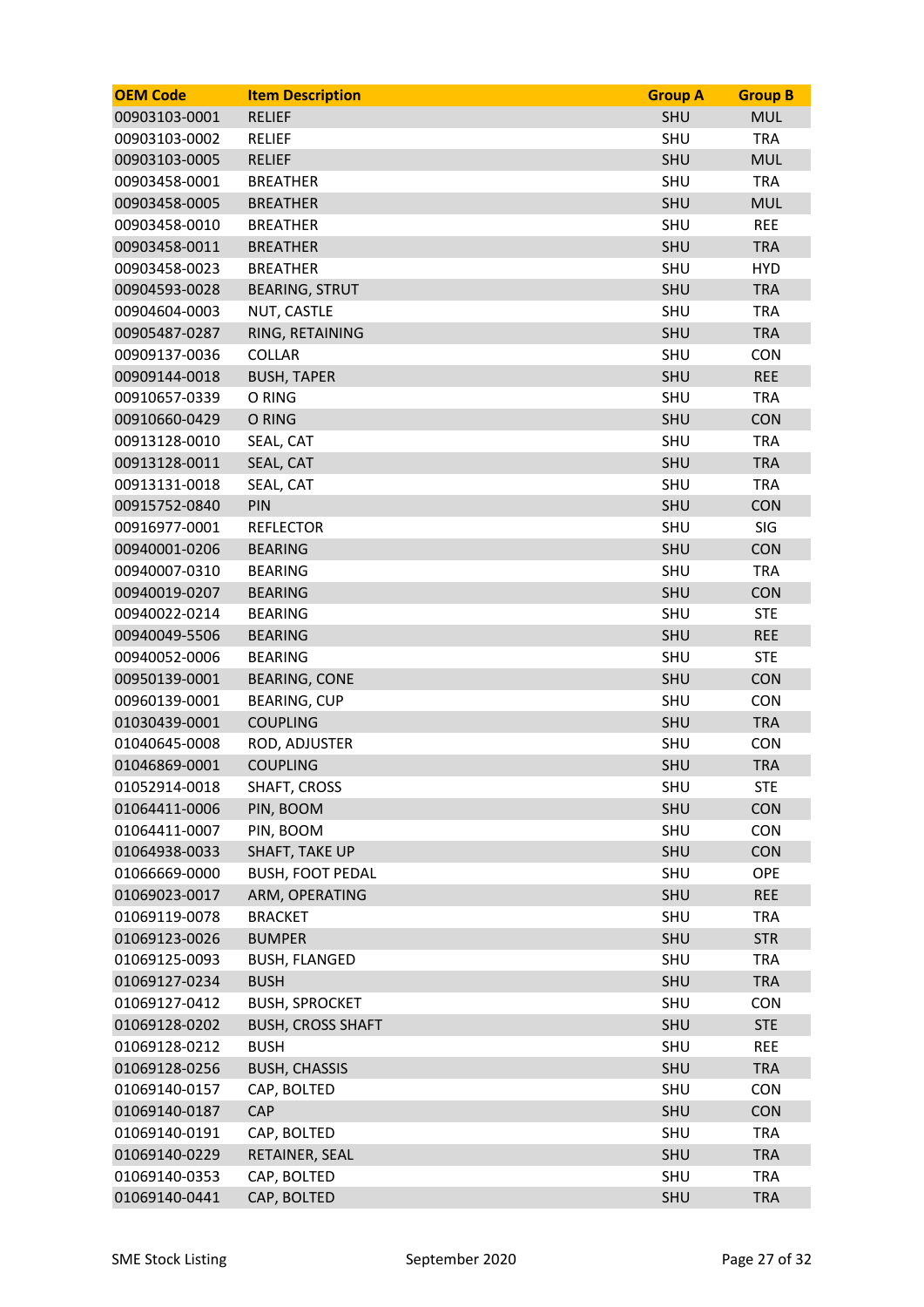| OEM Code | Item Description | Group A | Group B |
|---|---|---|---|
| 00903103-0001 | RELIEF | SHU | MUL |
| 00903103-0002 | RELIEF | SHU | TRA |
| 00903103-0005 | RELIEF | SHU | MUL |
| 00903458-0001 | BREATHER | SHU | TRA |
| 00903458-0005 | BREATHER | SHU | MUL |
| 00903458-0010 | BREATHER | SHU | REE |
| 00903458-0011 | BREATHER | SHU | TRA |
| 00903458-0023 | BREATHER | SHU | HYD |
| 00904593-0028 | BEARING, STRUT | SHU | TRA |
| 00904604-0003 | NUT, CASTLE | SHU | TRA |
| 00905487-0287 | RING, RETAINING | SHU | TRA |
| 00909137-0036 | COLLAR | SHU | CON |
| 00909144-0018 | BUSH, TAPER | SHU | REE |
| 00910657-0339 | O RING | SHU | TRA |
| 00910660-0429 | O RING | SHU | CON |
| 00913128-0010 | SEAL, CAT | SHU | TRA |
| 00913128-0011 | SEAL, CAT | SHU | TRA |
| 00913131-0018 | SEAL, CAT | SHU | TRA |
| 00915752-0840 | PIN | SHU | CON |
| 00916977-0001 | REFLECTOR | SHU | SIG |
| 00940001-0206 | BEARING | SHU | CON |
| 00940007-0310 | BEARING | SHU | TRA |
| 00940019-0207 | BEARING | SHU | CON |
| 00940022-0214 | BEARING | SHU | STE |
| 00940049-5506 | BEARING | SHU | REE |
| 00940052-0006 | BEARING | SHU | STE |
| 00950139-0001 | BEARING, CONE | SHU | CON |
| 00960139-0001 | BEARING, CUP | SHU | CON |
| 01030439-0001 | COUPLING | SHU | TRA |
| 01040645-0008 | ROD, ADJUSTER | SHU | CON |
| 01046869-0001 | COUPLING | SHU | TRA |
| 01052914-0018 | SHAFT, CROSS | SHU | STE |
| 01064411-0006 | PIN, BOOM | SHU | CON |
| 01064411-0007 | PIN, BOOM | SHU | CON |
| 01064938-0033 | SHAFT, TAKE UP | SHU | CON |
| 01066669-0000 | BUSH, FOOT PEDAL | SHU | OPE |
| 01069023-0017 | ARM, OPERATING | SHU | REE |
| 01069119-0078 | BRACKET | SHU | TRA |
| 01069123-0026 | BUMPER | SHU | STR |
| 01069125-0093 | BUSH, FLANGED | SHU | TRA |
| 01069127-0234 | BUSH | SHU | TRA |
| 01069127-0412 | BUSH, SPROCKET | SHU | CON |
| 01069128-0202 | BUSH, CROSS SHAFT | SHU | STE |
| 01069128-0212 | BUSH | SHU | REE |
| 01069128-0256 | BUSH, CHASSIS | SHU | TRA |
| 01069140-0157 | CAP, BOLTED | SHU | CON |
| 01069140-0187 | CAP | SHU | CON |
| 01069140-0191 | CAP, BOLTED | SHU | TRA |
| 01069140-0229 | RETAINER, SEAL | SHU | TRA |
| 01069140-0353 | CAP, BOLTED | SHU | TRA |
| 01069140-0441 | CAP, BOLTED | SHU | TRA |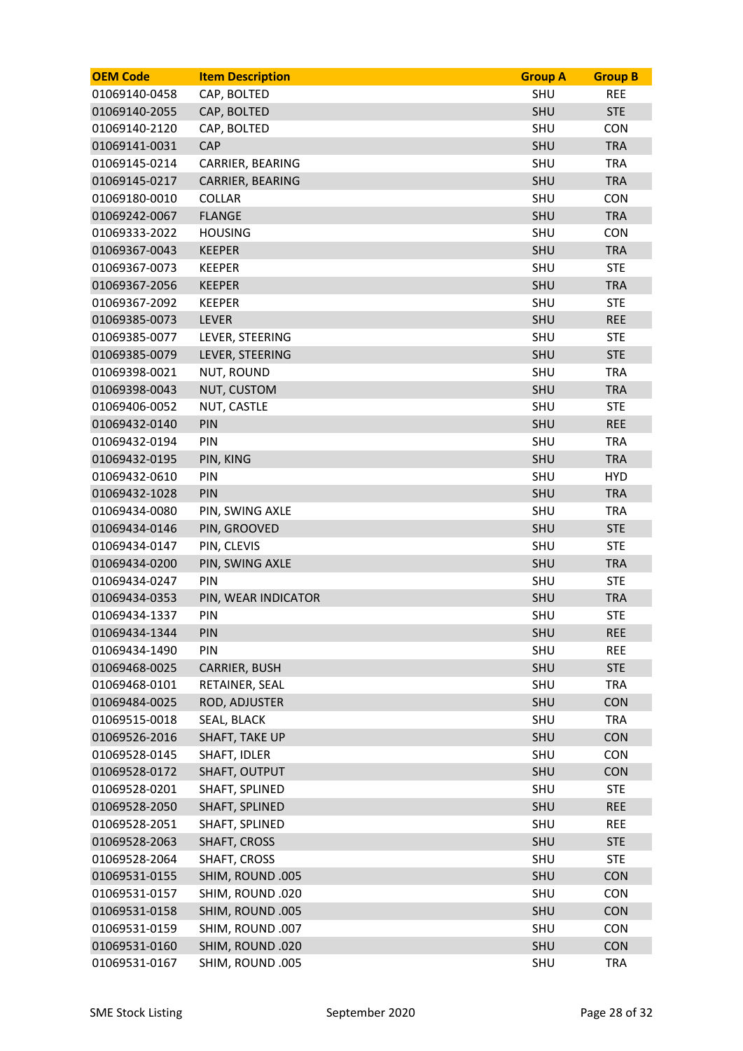| OEM Code | Item Description | Group A | Group B |
|---|---|---|---|
| 01069140-0458 | CAP, BOLTED | SHU | REE |
| 01069140-2055 | CAP, BOLTED | SHU | STE |
| 01069140-2120 | CAP, BOLTED | SHU | CON |
| 01069141-0031 | CAP | SHU | TRA |
| 01069145-0214 | CARRIER, BEARING | SHU | TRA |
| 01069145-0217 | CARRIER, BEARING | SHU | TRA |
| 01069180-0010 | COLLAR | SHU | CON |
| 01069242-0067 | FLANGE | SHU | TRA |
| 01069333-2022 | HOUSING | SHU | CON |
| 01069367-0043 | KEEPER | SHU | TRA |
| 01069367-0073 | KEEPER | SHU | STE |
| 01069367-2056 | KEEPER | SHU | TRA |
| 01069367-2092 | KEEPER | SHU | STE |
| 01069385-0073 | LEVER | SHU | REE |
| 01069385-0077 | LEVER, STEERING | SHU | STE |
| 01069385-0079 | LEVER, STEERING | SHU | STE |
| 01069398-0021 | NUT, ROUND | SHU | TRA |
| 01069398-0043 | NUT, CUSTOM | SHU | TRA |
| 01069406-0052 | NUT, CASTLE | SHU | STE |
| 01069432-0140 | PIN | SHU | REE |
| 01069432-0194 | PIN | SHU | TRA |
| 01069432-0195 | PIN, KING | SHU | TRA |
| 01069432-0610 | PIN | SHU | HYD |
| 01069432-1028 | PIN | SHU | TRA |
| 01069434-0080 | PIN, SWING AXLE | SHU | TRA |
| 01069434-0146 | PIN, GROOVED | SHU | STE |
| 01069434-0147 | PIN, CLEVIS | SHU | STE |
| 01069434-0200 | PIN, SWING AXLE | SHU | TRA |
| 01069434-0247 | PIN | SHU | STE |
| 01069434-0353 | PIN, WEAR INDICATOR | SHU | TRA |
| 01069434-1337 | PIN | SHU | STE |
| 01069434-1344 | PIN | SHU | REE |
| 01069434-1490 | PIN | SHU | REE |
| 01069468-0025 | CARRIER, BUSH | SHU | STE |
| 01069468-0101 | RETAINER, SEAL | SHU | TRA |
| 01069484-0025 | ROD, ADJUSTER | SHU | CON |
| 01069515-0018 | SEAL, BLACK | SHU | TRA |
| 01069526-2016 | SHAFT, TAKE UP | SHU | CON |
| 01069528-0145 | SHAFT, IDLER | SHU | CON |
| 01069528-0172 | SHAFT, OUTPUT | SHU | CON |
| 01069528-0201 | SHAFT, SPLINED | SHU | STE |
| 01069528-2050 | SHAFT, SPLINED | SHU | REE |
| 01069528-2051 | SHAFT, SPLINED | SHU | REE |
| 01069528-2063 | SHAFT, CROSS | SHU | STE |
| 01069528-2064 | SHAFT, CROSS | SHU | STE |
| 01069531-0155 | SHIM, ROUND .005 | SHU | CON |
| 01069531-0157 | SHIM, ROUND .020 | SHU | CON |
| 01069531-0158 | SHIM, ROUND .005 | SHU | CON |
| 01069531-0159 | SHIM, ROUND .007 | SHU | CON |
| 01069531-0160 | SHIM, ROUND .020 | SHU | CON |
| 01069531-0167 | SHIM, ROUND .005 | SHU | TRA |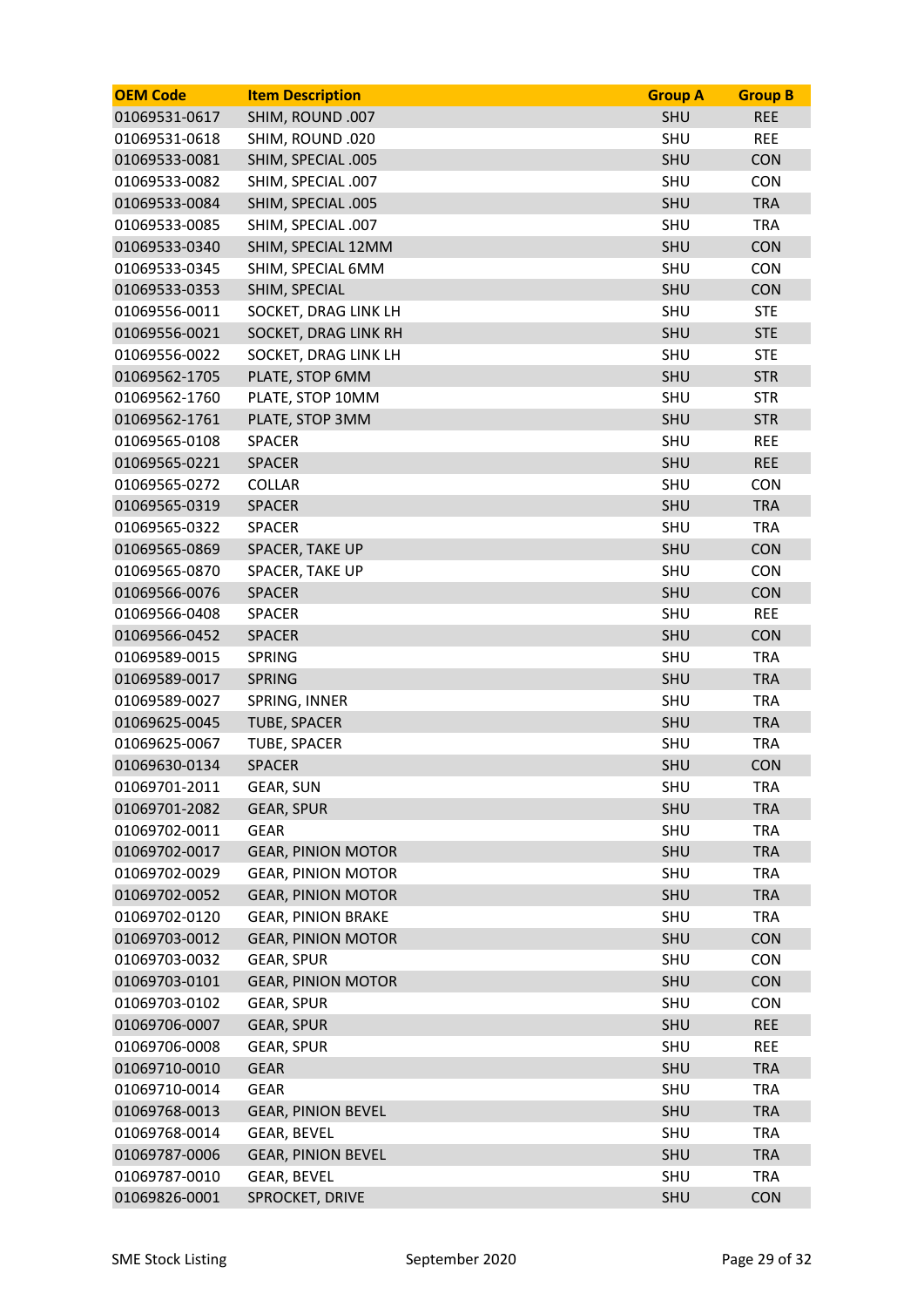| OEM Code | Item Description | Group A | Group B |
|---|---|---|---|
| 01069531-0617 | SHIM, ROUND .007 | SHU | REE |
| 01069531-0618 | SHIM, ROUND .020 | SHU | REE |
| 01069533-0081 | SHIM, SPECIAL .005 | SHU | CON |
| 01069533-0082 | SHIM, SPECIAL .007 | SHU | CON |
| 01069533-0084 | SHIM, SPECIAL .005 | SHU | TRA |
| 01069533-0085 | SHIM, SPECIAL .007 | SHU | TRA |
| 01069533-0340 | SHIM, SPECIAL 12MM | SHU | CON |
| 01069533-0345 | SHIM, SPECIAL 6MM | SHU | CON |
| 01069533-0353 | SHIM, SPECIAL | SHU | CON |
| 01069556-0011 | SOCKET, DRAG LINK LH | SHU | STE |
| 01069556-0021 | SOCKET, DRAG LINK RH | SHU | STE |
| 01069556-0022 | SOCKET, DRAG LINK LH | SHU | STE |
| 01069562-1705 | PLATE, STOP 6MM | SHU | STR |
| 01069562-1760 | PLATE, STOP 10MM | SHU | STR |
| 01069562-1761 | PLATE, STOP 3MM | SHU | STR |
| 01069565-0108 | SPACER | SHU | REE |
| 01069565-0221 | SPACER | SHU | REE |
| 01069565-0272 | COLLAR | SHU | CON |
| 01069565-0319 | SPACER | SHU | TRA |
| 01069565-0322 | SPACER | SHU | TRA |
| 01069565-0869 | SPACER, TAKE UP | SHU | CON |
| 01069565-0870 | SPACER, TAKE UP | SHU | CON |
| 01069566-0076 | SPACER | SHU | CON |
| 01069566-0408 | SPACER | SHU | REE |
| 01069566-0452 | SPACER | SHU | CON |
| 01069589-0015 | SPRING | SHU | TRA |
| 01069589-0017 | SPRING | SHU | TRA |
| 01069589-0027 | SPRING, INNER | SHU | TRA |
| 01069625-0045 | TUBE, SPACER | SHU | TRA |
| 01069625-0067 | TUBE, SPACER | SHU | TRA |
| 01069630-0134 | SPACER | SHU | CON |
| 01069701-2011 | GEAR, SUN | SHU | TRA |
| 01069701-2082 | GEAR, SPUR | SHU | TRA |
| 01069702-0011 | GEAR | SHU | TRA |
| 01069702-0017 | GEAR, PINION MOTOR | SHU | TRA |
| 01069702-0029 | GEAR, PINION MOTOR | SHU | TRA |
| 01069702-0052 | GEAR, PINION MOTOR | SHU | TRA |
| 01069702-0120 | GEAR, PINION BRAKE | SHU | TRA |
| 01069703-0012 | GEAR, PINION MOTOR | SHU | CON |
| 01069703-0032 | GEAR, SPUR | SHU | CON |
| 01069703-0101 | GEAR, PINION MOTOR | SHU | CON |
| 01069703-0102 | GEAR, SPUR | SHU | CON |
| 01069706-0007 | GEAR, SPUR | SHU | REE |
| 01069706-0008 | GEAR, SPUR | SHU | REE |
| 01069710-0010 | GEAR | SHU | TRA |
| 01069710-0014 | GEAR | SHU | TRA |
| 01069768-0013 | GEAR, PINION BEVEL | SHU | TRA |
| 01069768-0014 | GEAR, BEVEL | SHU | TRA |
| 01069787-0006 | GEAR, PINION BEVEL | SHU | TRA |
| 01069787-0010 | GEAR, BEVEL | SHU | TRA |
| 01069826-0001 | SPROCKET, DRIVE | SHU | CON |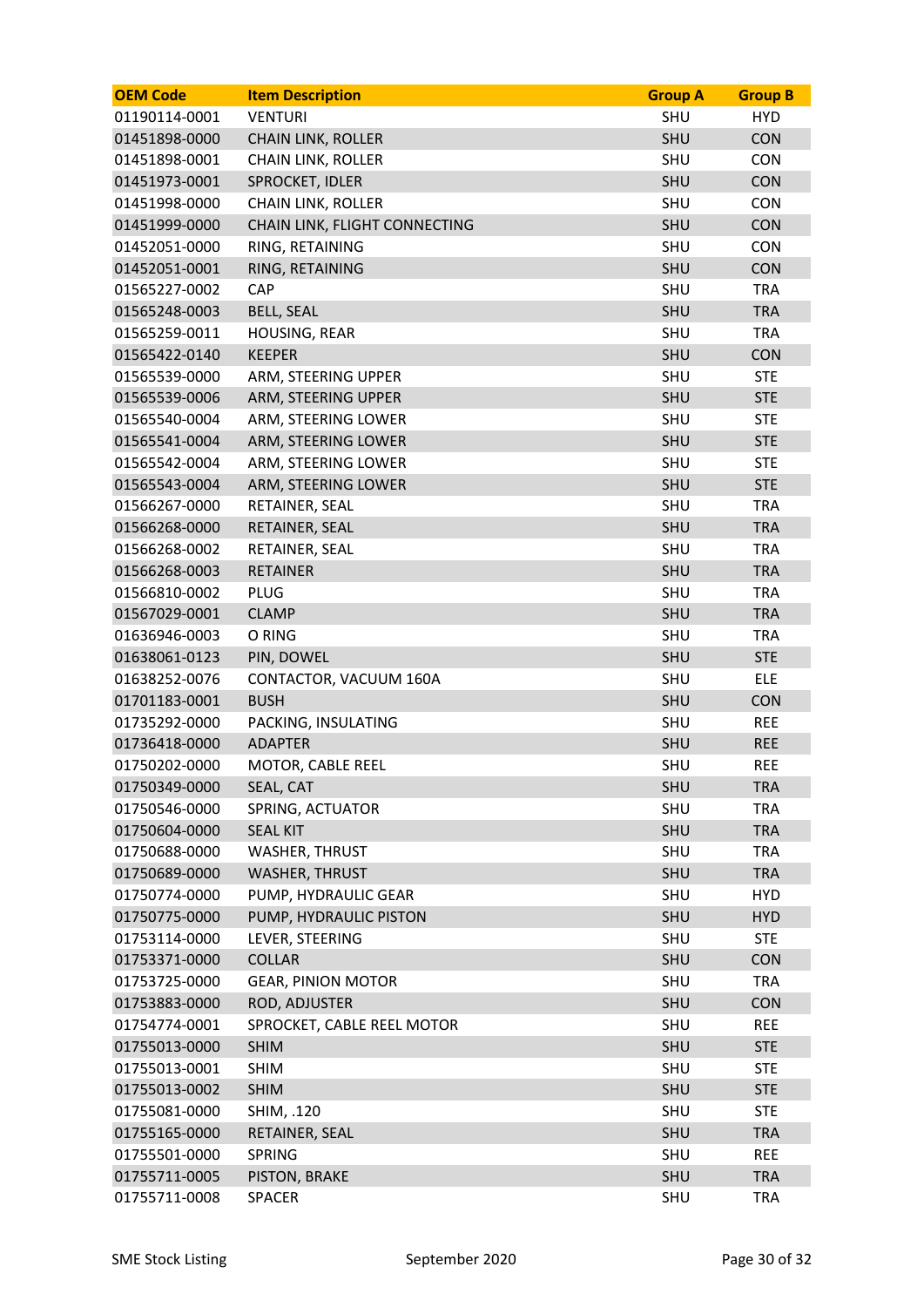| OEM Code | Item Description | Group A | Group B |
| --- | --- | --- | --- |
| 01190114-0001 | VENTURI | SHU | HYD |
| 01451898-0000 | CHAIN LINK, ROLLER | SHU | CON |
| 01451898-0001 | CHAIN LINK, ROLLER | SHU | CON |
| 01451973-0001 | SPROCKET, IDLER | SHU | CON |
| 01451998-0000 | CHAIN LINK, ROLLER | SHU | CON |
| 01451999-0000 | CHAIN LINK, FLIGHT CONNECTING | SHU | CON |
| 01452051-0000 | RING, RETAINING | SHU | CON |
| 01452051-0001 | RING, RETAINING | SHU | CON |
| 01565227-0002 | CAP | SHU | TRA |
| 01565248-0003 | BELL, SEAL | SHU | TRA |
| 01565259-0011 | HOUSING, REAR | SHU | TRA |
| 01565422-0140 | KEEPER | SHU | CON |
| 01565539-0000 | ARM, STEERING UPPER | SHU | STE |
| 01565539-0006 | ARM, STEERING UPPER | SHU | STE |
| 01565540-0004 | ARM, STEERING LOWER | SHU | STE |
| 01565541-0004 | ARM, STEERING LOWER | SHU | STE |
| 01565542-0004 | ARM, STEERING LOWER | SHU | STE |
| 01565543-0004 | ARM, STEERING LOWER | SHU | STE |
| 01566267-0000 | RETAINER, SEAL | SHU | TRA |
| 01566268-0000 | RETAINER, SEAL | SHU | TRA |
| 01566268-0002 | RETAINER, SEAL | SHU | TRA |
| 01566268-0003 | RETAINER | SHU | TRA |
| 01566810-0002 | PLUG | SHU | TRA |
| 01567029-0001 | CLAMP | SHU | TRA |
| 01636946-0003 | O RING | SHU | TRA |
| 01638061-0123 | PIN, DOWEL | SHU | STE |
| 01638252-0076 | CONTACTOR, VACUUM 160A | SHU | ELE |
| 01701183-0001 | BUSH | SHU | CON |
| 01735292-0000 | PACKING, INSULATING | SHU | REE |
| 01736418-0000 | ADAPTER | SHU | REE |
| 01750202-0000 | MOTOR, CABLE REEL | SHU | REE |
| 01750349-0000 | SEAL, CAT | SHU | TRA |
| 01750546-0000 | SPRING, ACTUATOR | SHU | TRA |
| 01750604-0000 | SEAL KIT | SHU | TRA |
| 01750688-0000 | WASHER, THRUST | SHU | TRA |
| 01750689-0000 | WASHER, THRUST | SHU | TRA |
| 01750774-0000 | PUMP, HYDRAULIC GEAR | SHU | HYD |
| 01750775-0000 | PUMP, HYDRAULIC PISTON | SHU | HYD |
| 01753114-0000 | LEVER, STEERING | SHU | STE |
| 01753371-0000 | COLLAR | SHU | CON |
| 01753725-0000 | GEAR, PINION MOTOR | SHU | TRA |
| 01753883-0000 | ROD, ADJUSTER | SHU | CON |
| 01754774-0001 | SPROCKET, CABLE REEL MOTOR | SHU | REE |
| 01755013-0000 | SHIM | SHU | STE |
| 01755013-0001 | SHIM | SHU | STE |
| 01755013-0002 | SHIM | SHU | STE |
| 01755081-0000 | SHIM, .120 | SHU | STE |
| 01755165-0000 | RETAINER, SEAL | SHU | TRA |
| 01755501-0000 | SPRING | SHU | REE |
| 01755711-0005 | PISTON, BRAKE | SHU | TRA |
| 01755711-0008 | SPACER | SHU | TRA |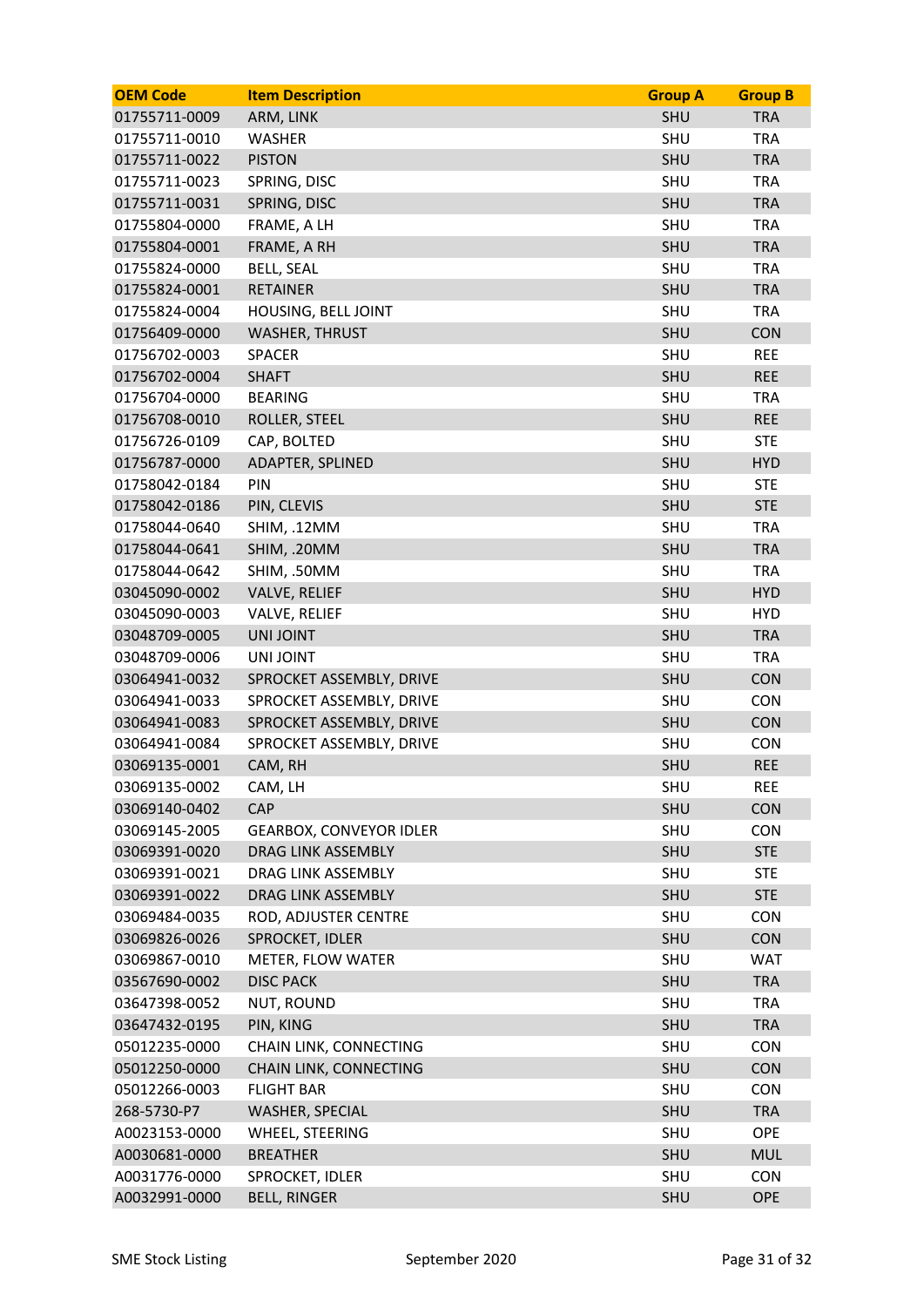| OEM Code | Item Description | Group A | Group B |
|---|---|---|---|
| 01755711-0009 | ARM, LINK | SHU | TRA |
| 01755711-0010 | WASHER | SHU | TRA |
| 01755711-0022 | PISTON | SHU | TRA |
| 01755711-0023 | SPRING, DISC | SHU | TRA |
| 01755711-0031 | SPRING, DISC | SHU | TRA |
| 01755804-0000 | FRAME, A LH | SHU | TRA |
| 01755804-0001 | FRAME, A RH | SHU | TRA |
| 01755824-0000 | BELL, SEAL | SHU | TRA |
| 01755824-0001 | RETAINER | SHU | TRA |
| 01755824-0004 | HOUSING, BELL JOINT | SHU | TRA |
| 01756409-0000 | WASHER, THRUST | SHU | CON |
| 01756702-0003 | SPACER | SHU | REE |
| 01756702-0004 | SHAFT | SHU | REE |
| 01756704-0000 | BEARING | SHU | TRA |
| 01756708-0010 | ROLLER, STEEL | SHU | REE |
| 01756726-0109 | CAP, BOLTED | SHU | STE |
| 01756787-0000 | ADAPTER, SPLINED | SHU | HYD |
| 01758042-0184 | PIN | SHU | STE |
| 01758042-0186 | PIN, CLEVIS | SHU | STE |
| 01758044-0640 | SHIM, .12MM | SHU | TRA |
| 01758044-0641 | SHIM, .20MM | SHU | TRA |
| 01758044-0642 | SHIM, .50MM | SHU | TRA |
| 03045090-0002 | VALVE, RELIEF | SHU | HYD |
| 03045090-0003 | VALVE, RELIEF | SHU | HYD |
| 03048709-0005 | UNI JOINT | SHU | TRA |
| 03048709-0006 | UNI JOINT | SHU | TRA |
| 03064941-0032 | SPROCKET ASSEMBLY, DRIVE | SHU | CON |
| 03064941-0033 | SPROCKET ASSEMBLY, DRIVE | SHU | CON |
| 03064941-0083 | SPROCKET ASSEMBLY, DRIVE | SHU | CON |
| 03064941-0084 | SPROCKET ASSEMBLY, DRIVE | SHU | CON |
| 03069135-0001 | CAM, RH | SHU | REE |
| 03069135-0002 | CAM, LH | SHU | REE |
| 03069140-0402 | CAP | SHU | CON |
| 03069145-2005 | GEARBOX, CONVEYOR IDLER | SHU | CON |
| 03069391-0020 | DRAG LINK ASSEMBLY | SHU | STE |
| 03069391-0021 | DRAG LINK ASSEMBLY | SHU | STE |
| 03069391-0022 | DRAG LINK ASSEMBLY | SHU | STE |
| 03069484-0035 | ROD, ADJUSTER CENTRE | SHU | CON |
| 03069826-0026 | SPROCKET, IDLER | SHU | CON |
| 03069867-0010 | METER, FLOW WATER | SHU | WAT |
| 03567690-0002 | DISC PACK | SHU | TRA |
| 03647398-0052 | NUT, ROUND | SHU | TRA |
| 03647432-0195 | PIN, KING | SHU | TRA |
| 05012235-0000 | CHAIN LINK, CONNECTING | SHU | CON |
| 05012250-0000 | CHAIN LINK, CONNECTING | SHU | CON |
| 05012266-0003 | FLIGHT BAR | SHU | CON |
| 268-5730-P7 | WASHER, SPECIAL | SHU | TRA |
| A0023153-0000 | WHEEL, STEERING | SHU | OPE |
| A0030681-0000 | BREATHER | SHU | MUL |
| A0031776-0000 | SPROCKET, IDLER | SHU | CON |
| A0032991-0000 | BELL, RINGER | SHU | OPE |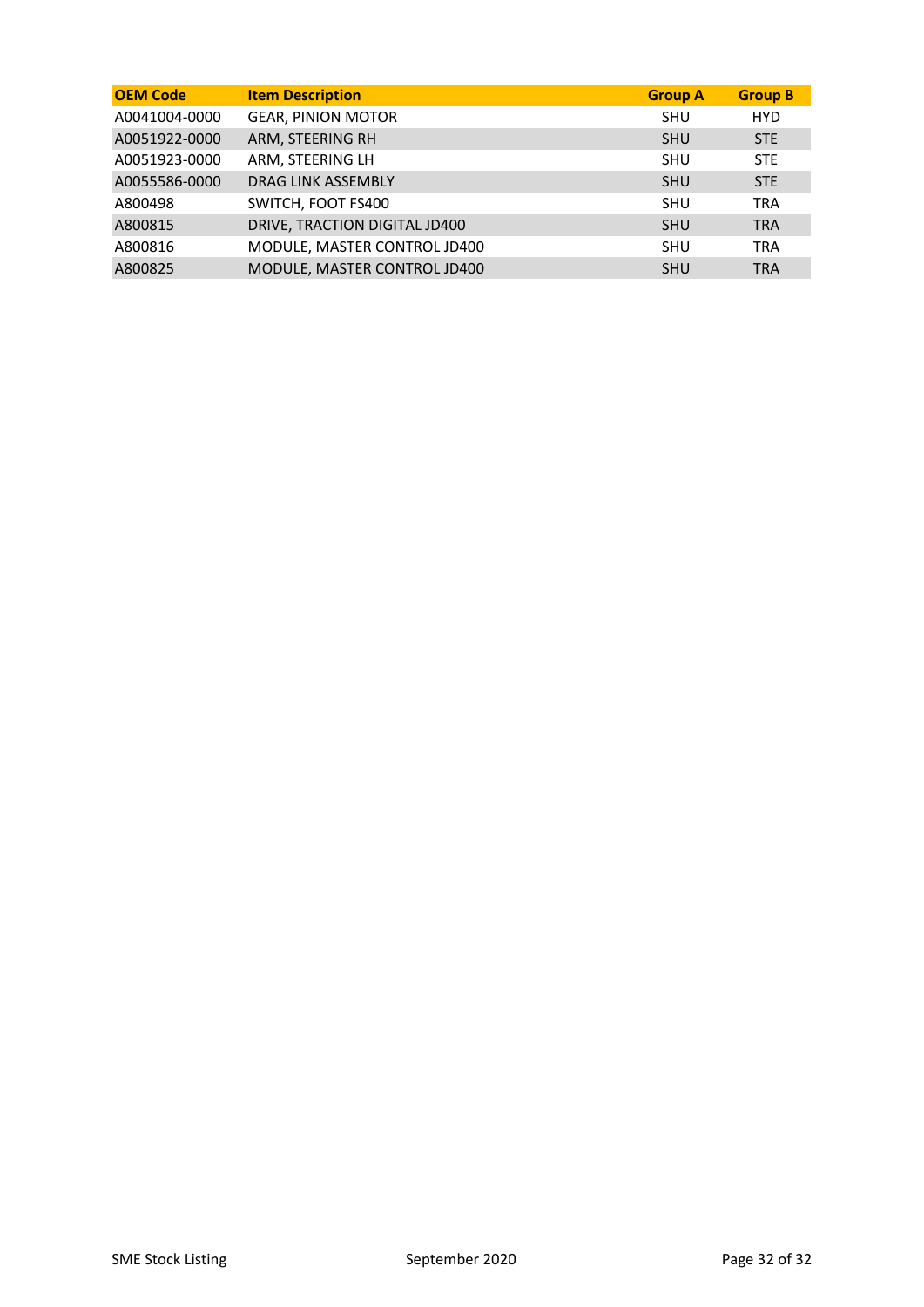| OEM Code | Item Description | Group A | Group B |
|---|---|---|---|
| A0041004-0000 | GEAR, PINION MOTOR | SHU | HYD |
| A0051922-0000 | ARM, STEERING RH | SHU | STE |
| A0051923-0000 | ARM, STEERING LH | SHU | STE |
| A0055586-0000 | DRAG LINK ASSEMBLY | SHU | STE |
| A800498 | SWITCH, FOOT FS400 | SHU | TRA |
| A800815 | DRIVE, TRACTION DIGITAL JD400 | SHU | TRA |
| A800816 | MODULE, MASTER CONTROL JD400 | SHU | TRA |
| A800825 | MODULE, MASTER CONTROL JD400 | SHU | TRA |